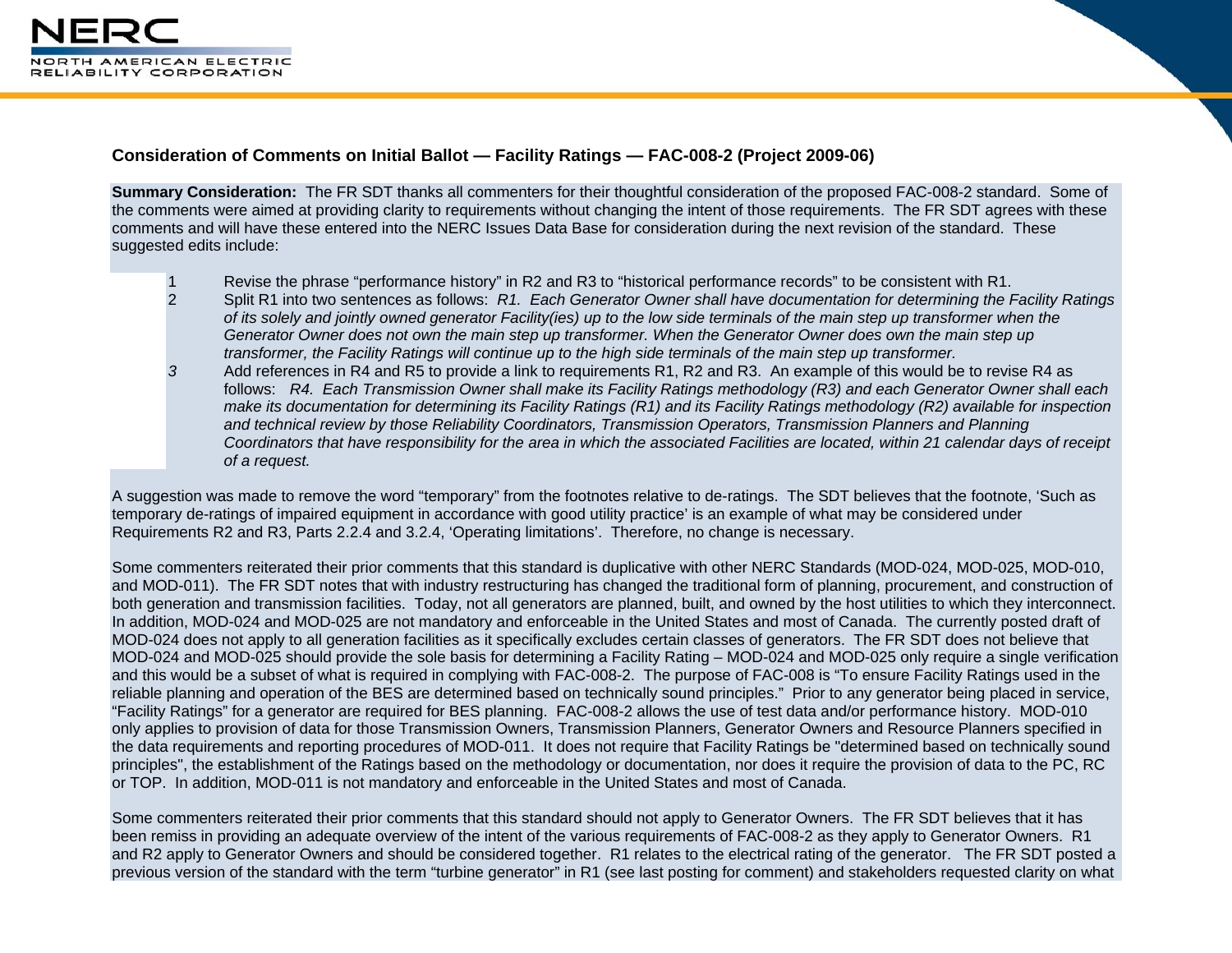**Consideration of Comments on Initial Ballot — Facility Ratings — FAC-008-2 (Project 2009-06)**

**Summary Consideration:** The FR SDT thanks all commenters for their thoughtful consideration of the proposed FAC-008-2 standard. Some of the comments were aimed at providing clarity to requirements without changing the intent of those requirements. The FR SDT agrees with these comments and will have these entered into the NERC Issues Data Base for consideration during the next revision of the standard. These suggested edits include:

1. Revise the phrase "performance history" in R2 and R3 to "historical performance records" to be consistent with R1.
2. Split R1 into two sentences as follows: *R1. Each Generator Owner shall have documentation for determining the Facility Ratings of its solely and jointly owned generator Facility(ies) up to the low side terminals of the main step up transformer when the Generator Owner does not own the main step up transformer. When the Generator Owner does own the main step up transformer, the Facility Ratings will continue up to the high side terminals of the main step up transformer.*
3. Add references in R4 and R5 to provide a link to requirements R1, R2 and R3. An example of this would be to revise R4 as follows: *R4. Each Transmission Owner shall make its Facility Ratings methodology (R3) and each Generator Owner shall each make its documentation for determining its Facility Ratings (R1) and its Facility Ratings methodology (R2) available for inspection and technical review by those Reliability Coordinators, Transmission Operators, Transmission Planners and Planning Coordinators that have responsibility for the area in which the associated Facilities are located, within 21 calendar days of receipt of a request.*

A suggestion was made to remove the word "temporary" from the footnotes relative to de-ratings. The SDT believes that the footnote, 'Such as temporary de-ratings of impaired equipment in accordance with good utility practice' is an example of what may be considered under Requirements R2 and R3, Parts 2.2.4 and 3.2.4, 'Operating limitations'. Therefore, no change is necessary.

Some commenters reiterated their prior comments that this standard is duplicative with other NERC Standards (MOD-024, MOD-025, MOD-010, and MOD-011). The FR SDT notes that with industry restructuring has changed the traditional form of planning, procurement, and construction of both generation and transmission facilities. Today, not all generators are planned, built, and owned by the host utilities to which they interconnect. In addition, MOD-024 and MOD-025 are not mandatory and enforceable in the United States and most of Canada. The currently posted draft of MOD-024 does not apply to all generation facilities as it specifically excludes certain classes of generators. The FR SDT does not believe that MOD-024 and MOD-025 should provide the sole basis for determining a Facility Rating – MOD-024 and MOD-025 only require a single verification and this would be a subset of what is required in complying with FAC-008-2. The purpose of FAC-008 is "To ensure Facility Ratings used in the reliable planning and operation of the BES are determined based on technically sound principles." Prior to any generator being placed in service, "Facility Ratings" for a generator are required for BES planning. FAC-008-2 allows the use of test data and/or performance history. MOD-010 only applies to provision of data for those Transmission Owners, Transmission Planners, Generator Owners and Resource Planners specified in the data requirements and reporting procedures of MOD-011. It does not require that Facility Ratings be "determined based on technically sound principles", the establishment of the Ratings based on the methodology or documentation, nor does it require the provision of data to the PC, RC or TOP. In addition, MOD-011 is not mandatory and enforceable in the United States and most of Canada.

Some commenters reiterated their prior comments that this standard should not apply to Generator Owners. The FR SDT believes that it has been remiss in providing an adequate overview of the intent of the various requirements of FAC-008-2 as they apply to Generator Owners. R1 and R2 apply to Generator Owners and should be considered together. R1 relates to the electrical rating of the generator. The FR SDT posted a previous version of the standard with the term "turbine generator" in R1 (see last posting for comment) and stakeholders requested clarity on what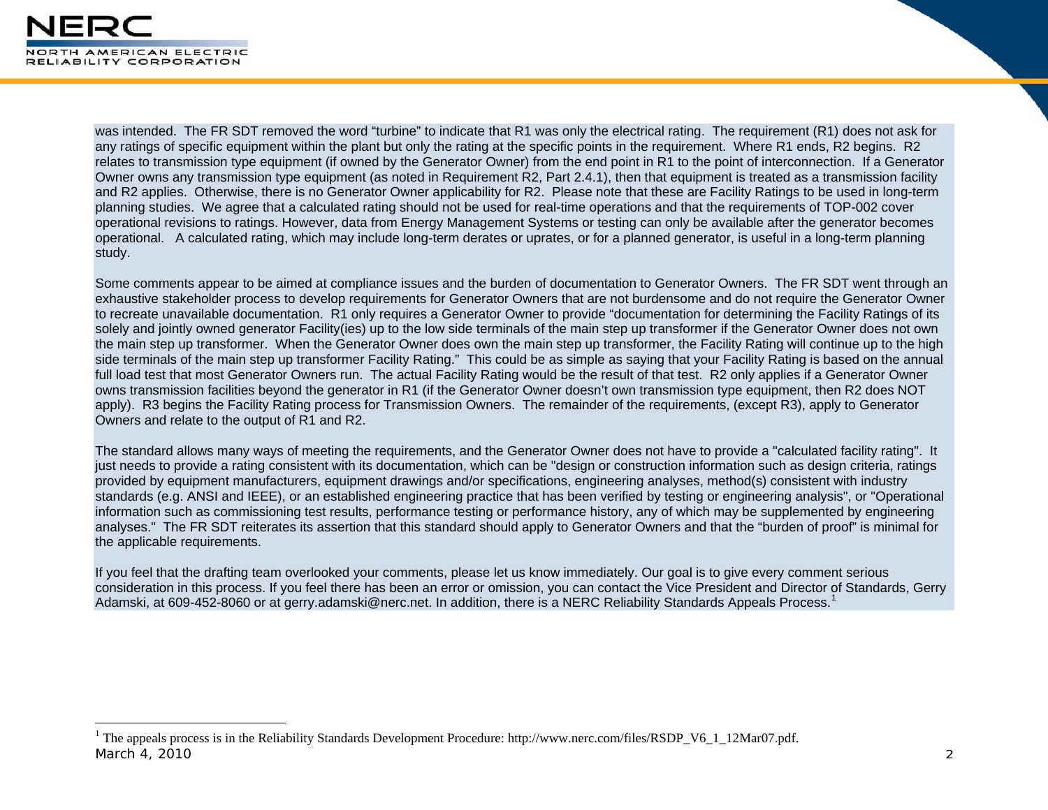was intended. The FR SDT removed the word "turbine" to indicate that R1 was only the electrical rating. The requirement (R1) does not ask for any ratings of specific equipment within the plant but only the rating at the specific points in the requirement. Where R1 ends, R2 begins. R2 relates to transmission type equipment (if owned by the Generator Owner) from the end point in R1 to the point of interconnection. If a Generator Owner owns any transmission type equipment (as noted in Requirement R2, Part 2.4.1), then that equipment is treated as a transmission facility and R2 applies. Otherwise, there is no Generator Owner applicability for R2. Please note that these are Facility Ratings to be used in long-term planning studies. We agree that a calculated rating should not be used for real-time operations and that the requirements of TOP-002 cover operational revisions to ratings. However, data from Energy Management Systems or testing can only be available after the generator becomes operational. A calculated rating, which may include long-term derates or uprates, or for a planned generator, is useful in a long-term planning study.

Some comments appear to be aimed at compliance issues and the burden of documentation to Generator Owners. The FR SDT went through an exhaustive stakeholder process to develop requirements for Generator Owners that are not burdensome and do not require the Generator Owner to recreate unavailable documentation. R1 only requires a Generator Owner to provide "documentation for determining the Facility Ratings of its solely and jointly owned generator Facility(ies) up to the low side terminals of the main step up transformer if the Generator Owner does not own the main step up transformer. When the Generator Owner does own the main step up transformer, the Facility Rating will continue up to the high side terminals of the main step up transformer Facility Rating." This could be as simple as saying that your Facility Rating is based on the annual full load test that most Generator Owners run. The actual Facility Rating would be the result of that test. R2 only applies if a Generator Owner owns transmission facilities beyond the generator in R1 (if the Generator Owner doesn't own transmission type equipment, then R2 does NOT apply). R3 begins the Facility Rating process for Transmission Owners. The remainder of the requirements, (except R3), apply to Generator Owners and relate to the output of R1 and R2.

The standard allows many ways of meeting the requirements, and the Generator Owner does not have to provide a "calculated facility rating". It just needs to provide a rating consistent with its documentation, which can be "design or construction information such as design criteria, ratings provided by equipment manufacturers, equipment drawings and/or specifications, engineering analyses, method(s) consistent with industry standards (e.g. ANSI and IEEE), or an established engineering practice that has been verified by testing or engineering analysis", or "Operational information such as commissioning test results, performance testing or performance history, any of which may be supplemented by engineering analyses." The FR SDT reiterates its assertion that this standard should apply to Generator Owners and that the "burden of proof" is minimal for the applicable requirements.

If you feel that the drafting team overlooked your comments, please let us know immediately. Our goal is to give every comment serious consideration in this process. If you feel there has been an error or omission, you can contact the Vice President and Director of Standards, Gerry Adamski, at 609-452-8060 or at gerry.adamski@nerc.net. In addition, there is a NERC Reliability Standards Appeals Process.[1]

[1] The appeals process is in the Reliability Standards Development Procedure: http://www.nerc.com/files/RSDP_V6_1_12Mar07.pdf.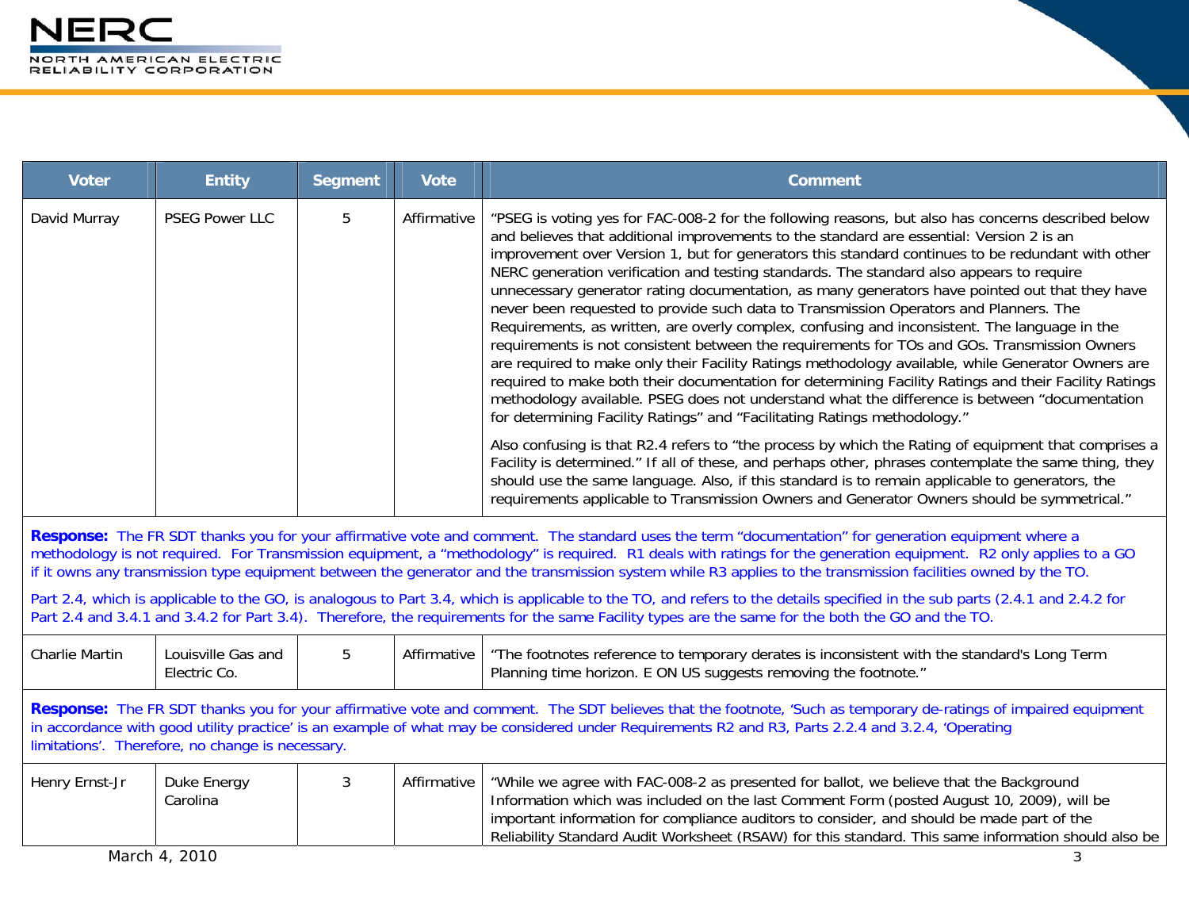| Voter | Entity | Segment | Vote | Comment |
|---|---|---|---|---|
| David Murray | PSEG Power LLC | 5 | Affirmative | "PSEG is voting yes for FAC-008-2 for the following reasons, but also has concerns described below and believes that additional improvements to the standard are essential: Version 2 is an improvement over Version 1, but for generators this standard continues to be redundant with other NERC generation verification and testing standards. The standard also appears to require unnecessary generator rating documentation, as many generators have pointed out that they have never been requested to provide such data to Transmission Operators and Planners. The Requirements, as written, are overly complex, confusing and inconsistent. The language in the requirements is not consistent between the requirements for TOs and GOs. Transmission Owners are required to make only their Facility Ratings methodology available, while Generator Owners are required to make both their documentation for determining Facility Ratings and their Facility Ratings methodology available. PSEG does not understand what the difference is between "documentation for determining Facility Ratings" and "Facilitating Ratings methodology." <br><br> Also confusing is that R2.4 refers to "the process by which the Rating of equipment that comprises a Facility is determined." If all of these, and perhaps other, phrases contemplate the same thing, they should use the same language. Also, if this standard is to remain applicable to generators, the requirements applicable to Transmission Owners and Generator Owners should be symmetrical." |
| **Response:** The FR SDT thanks you for your affirmative vote and comment. The standard uses the term "documentation" for generation equipment where a methodology is not required. For Transmission equipment, a "methodology" is required. R1 deals with ratings for the generation equipment. R2 only applies to a GO if it owns any transmission type equipment between the generator and the transmission system while R3 applies to the transmission facilities owned by the TO. <br><br> Part 2.4, which is applicable to the GO, is analogous to Part 3.4, which is applicable to the TO, and refers to the details specified in the sub parts (2.4.1 and 2.4.2 for Part 2.4 and 3.4.1 and 3.4.2 for Part 3.4). Therefore, the requirements for the same Facility types are the same for the both the GO and the TO. | | | | |
| Charlie Martin | Louisville Gas and Electric Co. | 5 | Affirmative | "The footnotes reference to temporary derates is inconsistent with the standard's Long Term Planning time horizon. E ON US suggests removing the footnote." |
| **Response:** The FR SDT thanks you for your affirmative vote and comment. The SDT believes that the footnote, 'Such as temporary de-ratings of impaired equipment in accordance with good utility practice' is an example of what may be considered under Requirements R2 and R3, Parts 2.2.4 and 3.2.4, 'Operating limitations'. Therefore, no change is necessary. | | | | |
| Henry Ernst-Jr | Duke Energy Carolina | 3 | Affirmative | "While we agree with FAC-008-2 as presented for ballot, we believe that the Background Information which was included on the last Comment Form (posted August 10, 2009), will be important information for compliance auditors to consider, and should be made part of the Reliability Standard Audit Worksheet (RSAW) for this standard. This same information should also be |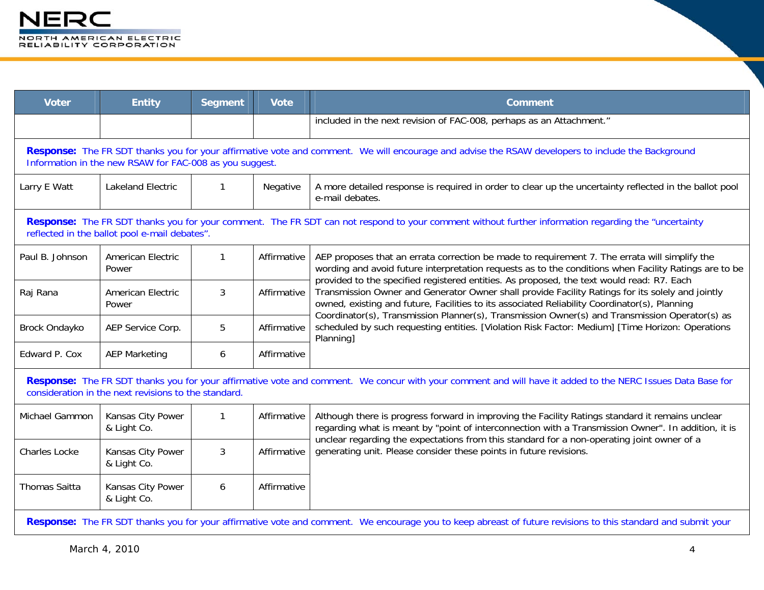| Voter | Entity | Segment | Vote | Comment |
|---|---|---|---|---|
| | | | | included in the next revision of FAC-008, perhaps as an Attachment." |
| **Response:** The FR SDT thanks you for your affirmative vote and comment. We will encourage and advise the RSAW developers to include the Background Information in the new RSAW for FAC-008 as you suggest. | | | | |
| Larry E Watt | Lakeland Electric | 1 | Negative | A more detailed response is required in order to clear up the uncertainty reflected in the ballot pool e-mail debates. |
| **Response:** The FR SDT thanks you for your comment. The FR SDT can not respond to your comment without further information regarding the "uncertainty reflected in the ballot pool e-mail debates". | | | | |
| Paul B. Johnson | American Electric Power | 1 | Affirmative | AEP proposes that an errata correction be made to requirement 7. The errata will simplify the wording and avoid future interpretation requests as to the conditions when Facility Ratings are to be provided to the specified registered entities. As proposed, the text would read: R7. Each Transmission Owner and Generator Owner shall provide Facility Ratings for its solely and jointly owned, existing and future, Facilities to its associated Reliability Coordinator(s), Planning Coordinator(s), Transmission Planner(s), Transmission Owner(s) and Transmission Operator(s) as scheduled by such requesting entities. [Violation Risk Factor: Medium] [Time Horizon: Operations Planning] |
| Raj Rana | American Electric Power | 3 | Affirmative | |
| Brock Ondayko | AEP Service Corp. | 5 | Affirmative | |
| Edward P. Cox | AEP Marketing | 6 | Affirmative | |
| **Response:** The FR SDT thanks you for your affirmative vote and comment. We concur with your comment and will have it added to the NERC Issues Data Base for consideration in the next revisions to the standard. | | | | |
| Michael Gammon | Kansas City Power & Light Co. | 1 | Affirmative | Although there is progress forward in improving the Facility Ratings standard it remains unclear regarding what is meant by "point of interconnection with a Transmission Owner". In addition, it is unclear regarding the expectations from this standard for a non-operating joint owner of a generating unit. Please consider these points in future revisions. |
| Charles Locke | Kansas City Power & Light Co. | 3 | Affirmative | |
| Thomas Saitta | Kansas City Power & Light Co. | 6 | Affirmative | |
| **Response:** The FR SDT thanks you for your affirmative vote and comment. We encourage you to keep abreast of future revisions to this standard and submit your | | | | |

March 4, 2010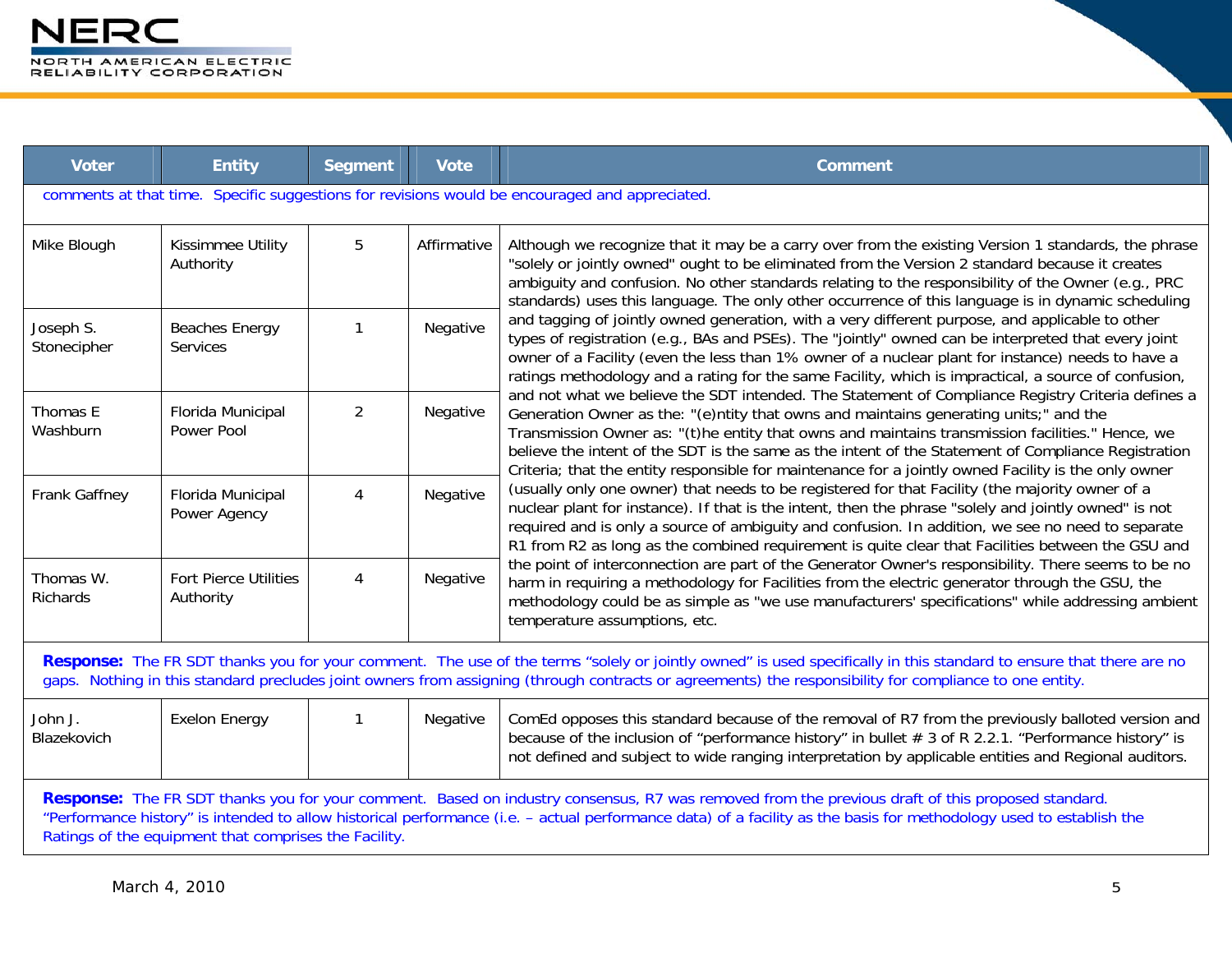| Voter | Entity | Segment | Vote | Comment |
|---|---|---|---|---|
| comments at that time. Specific suggestions for revisions would be encouraged and appreciated. | | | | |
| Mike Blough | Kissimmee Utility Authority | 5 | Affirmative | Although we recognize that it may be a carry over from the existing Version 1 standards, the phrase "solely or jointly owned" ought to be eliminated from the Version 2 standard because it creates ambiguity and confusion. No other standards relating to the responsibility of the Owner (e.g., PRC standards) uses this language. The only other occurrence of this language is in dynamic scheduling and tagging of jointly owned generation, with a very different purpose, and applicable to other types of registration (e.g., BAs and PSEs). The "jointly" owned can be interpreted that every joint owner of a Facility (even the less than 1% owner of a nuclear plant for instance) needs to have a ratings methodology and a rating for the same Facility, which is impractical, a source of confusion, and not what we believe the SDT intended. The Statement of Compliance Registry Criteria defines a Generation Owner as the: "(e)ntity that owns and maintains generating units;" and the Transmission Owner as: "(t)he entity that owns and maintains transmission facilities." Hence, we believe the intent of the SDT is the same as the intent of the Statement of Compliance Registration Criteria; that the entity responsible for maintenance for a jointly owned Facility is the only owner (usually only one owner) that needs to be registered for that Facility (the majority owner of a nuclear plant for instance). If that is the intent, then the phrase "solely and jointly owned" is not required and is only a source of ambiguity and confusion. In addition, we see no need to separate R1 from R2 as long as the combined requirement is quite clear that Facilities between the GSU and the point of interconnection are part of the Generator Owner's responsibility. There seems to be no harm in requiring a methodology for Facilities from the electric generator through the GSU, the methodology could be as simple as "we use manufacturers' specifications" while addressing ambient temperature assumptions, etc. |
| Joseph S. Stonecipher | Beaches Energy Services | 1 | Negative | |
| Thomas E Washburn | Florida Municipal Power Pool | 2 | Negative | |
| Frank Gaffney | Florida Municipal Power Agency | 4 | Negative | |
| Thomas W. Richards | Fort Pierce Utilities Authority | 4 | Negative | |
| **Response:** The FR SDT thanks you for your comment. The use of the terms “solely or jointly owned” is used specifically in this standard to ensure that there are no gaps. Nothing in this standard precludes joint owners from assigning (through contracts or agreements) the responsibility for compliance to one entity. | | | | |
| John J. Blazekovich | Exelon Energy | 1 | Negative | ComEd opposes this standard because of the removal of R7 from the previously balloted version and because of the inclusion of “performance history” in bullet # 3 of R 2.2.1. “Performance history” is not defined and subject to wide ranging interpretation by applicable entities and Regional auditors. |
| **Response:** The FR SDT thanks you for your comment. Based on industry consensus, R7 was removed from the previous draft of this proposed standard. “Performance history” is intended to allow historical performance (i.e. – actual performance data) of a facility as the basis for methodology used to establish the Ratings of the equipment that comprises the Facility. | | | | |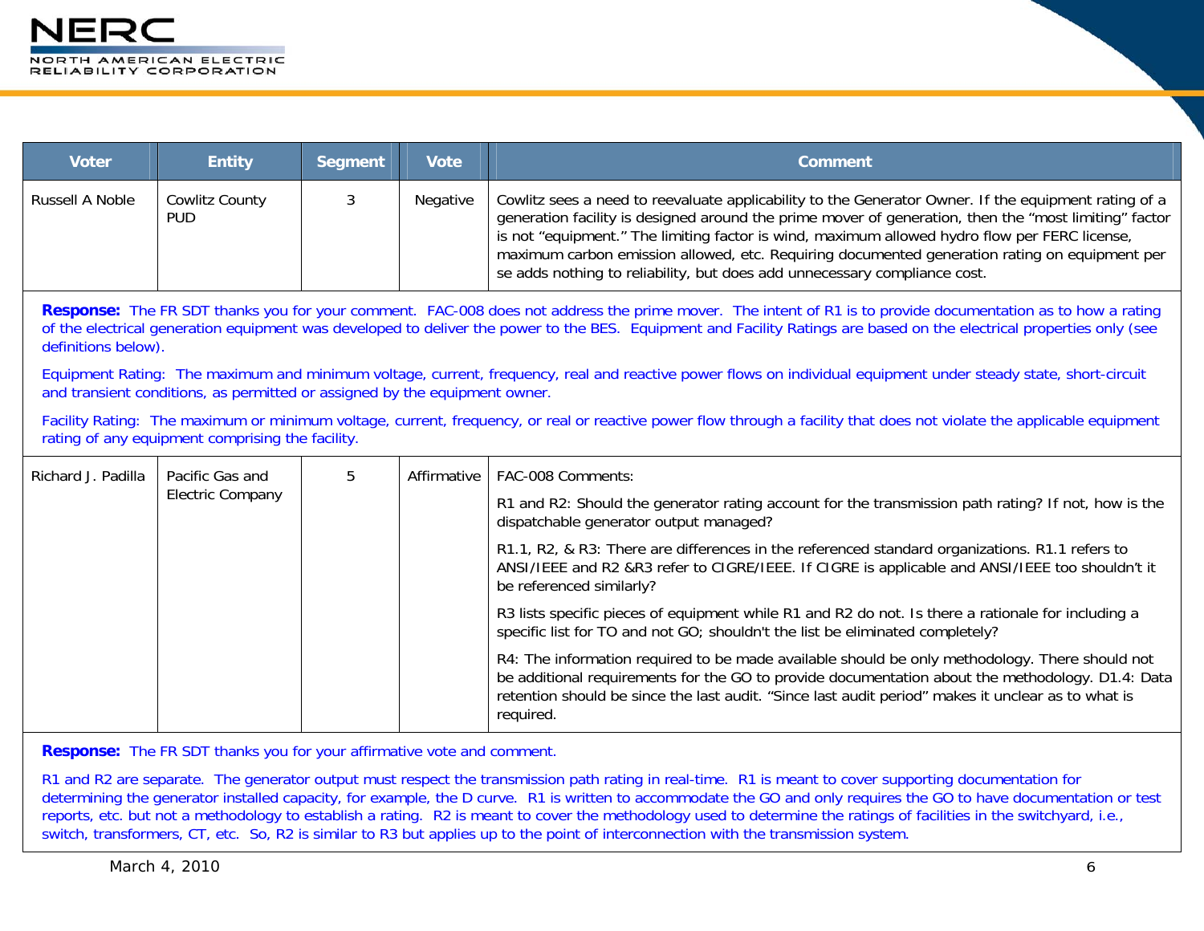| Voter | Entity | Segment | Vote | Comment |
|---|---|---|---|---|
| Russell A Noble | Cowlitz County PUD | 3 | Negative | Cowlitz sees a need to reevaluate applicability to the Generator Owner. If the equipment rating of a generation facility is designed around the prime mover of generation, then the "most limiting" factor is not "equipment." The limiting factor is wind, maximum allowed hydro flow per FERC license, maximum carbon emission allowed, etc. Requiring documented generation rating on equipment per se adds nothing to reliability, but does add unnecessary compliance cost. |
| **Response:** The FR SDT thanks you for your comment. FAC-008 does not address the prime mover. The intent of R1 is to provide documentation as to how a rating of the electrical generation equipment was developed to deliver the power to the BES. Equipment and Facility Ratings are based on the electrical properties only (see definitions below).<br><br>Equipment Rating: The maximum and minimum voltage, current, frequency, real and reactive power flows on individual equipment under steady state, short-circuit and transient conditions, as permitted or assigned by the equipment owner.<br><br>Facility Rating: The maximum or minimum voltage, current, frequency, or real or reactive power flow through a facility that does not violate the applicable equipment rating of any equipment comprising the facility. | | | | |
| Richard J. Padilla | Pacific Gas and Electric Company | 5 | Affirmative | FAC-008 Comments:<br><br>R1 and R2: Should the generator rating account for the transmission path rating? If not, how is the dispatchable generator output managed?<br><br>R1.1, R2, & R3: There are differences in the referenced standard organizations. R1.1 refers to ANSI/IEEE and R2 &R3 refer to CIGRE/IEEE. If CIGRE is applicable and ANSI/IEEE too shouldn't it be referenced similarly?<br><br>R3 lists specific pieces of equipment while R1 and R2 do not. Is there a rationale for including a specific list for TO and not GO; shouldn't the list be eliminated completely?<br><br>R4: The information required to be made available should be only methodology. There should not be additional requirements for the GO to provide documentation about the methodology. D1.4: Data retention should be since the last audit. "Since last audit period" makes it unclear as to what is required. |
| **Response:** The FR SDT thanks you for your affirmative vote and comment.<br><br>R1 and R2 are separate. The generator output must respect the transmission path rating in real-time. R1 is meant to cover supporting documentation for determining the generator installed capacity, for example, the D curve. R1 is written to accommodate the GO and only requires the GO to have documentation or test reports, etc. but not a methodology to establish a rating. R2 is meant to cover the methodology used to determine the ratings of facilities in the switchyard, i.e., switch, transformers, CT, etc. So, R2 is similar to R3 but applies up to the point of interconnection with the transmission system. | | | | |

March 4, 2010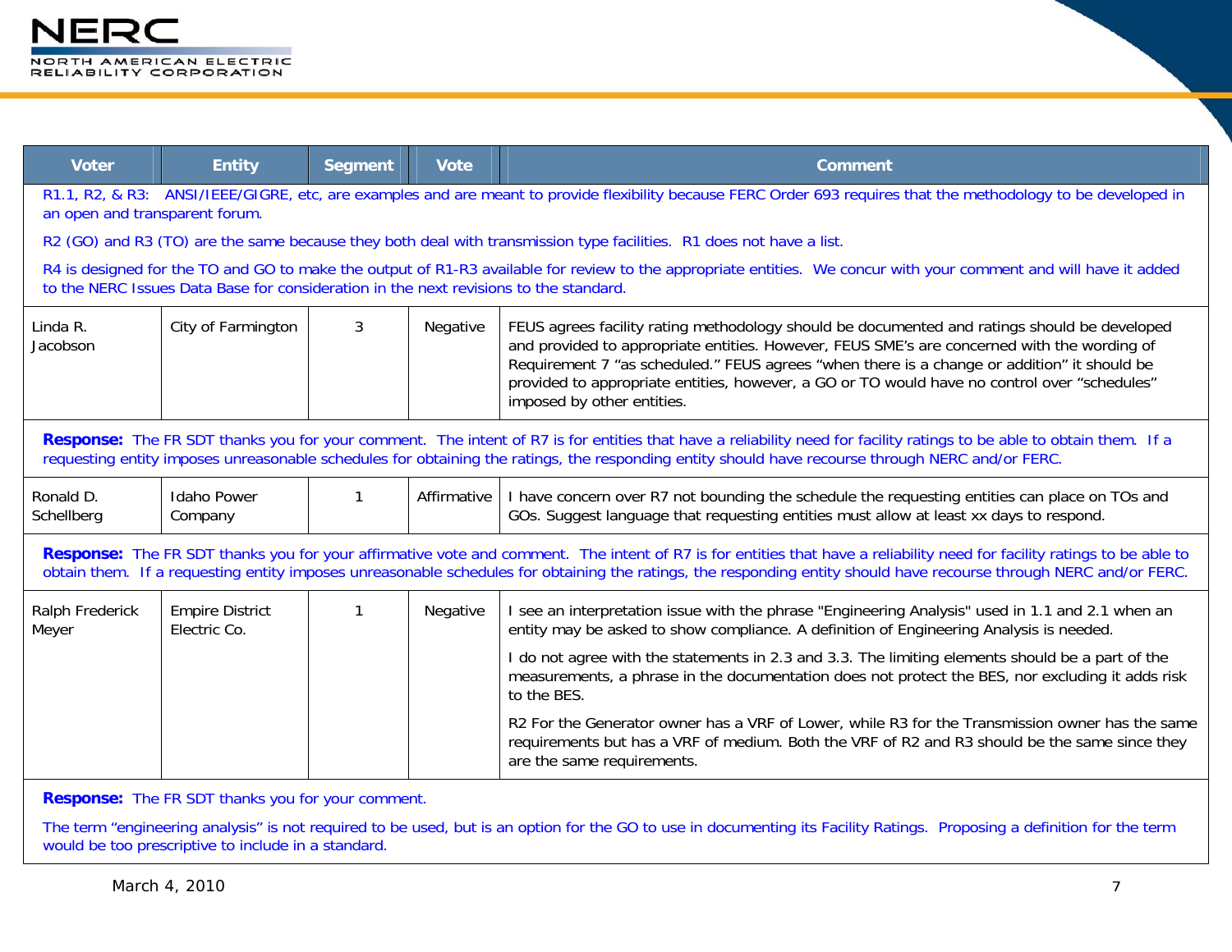| Voter | Entity | Segment | Vote | Comment |
|---|---|---|---|---|
| R1.1, R2, & R3: ANSI/IEEE/GIGRE, etc, are examples and are meant to provide flexibility because FERC Order 693 requires that the methodology to be developed in an open and transparent forum.<br><br>R2 (GO) and R3 (TO) are the same because they both deal with transmission type facilities. R1 does not have a list.<br><br>R4 is designed for the TO and GO to make the output of R1-R3 available for review to the appropriate entities. We concur with your comment and will have it added to the NERC Issues Data Base for consideration in the next revisions to the standard. | | | | |
| Linda R. Jacobson | City of Farmington | 3 | Negative | FEUS agrees facility rating methodology should be documented and ratings should be developed and provided to appropriate entities. However, FEUS SME's are concerned with the wording of Requirement 7 "as scheduled." FEUS agrees "when there is a change or addition" it should be provided to appropriate entities, however, a GO or TO would have no control over "schedules" imposed by other entities. |
| **Response:** The FR SDT thanks you for your comment. The intent of R7 is for entities that have a reliability need for facility ratings to be able to obtain them. If a requesting entity imposes unreasonable schedules for obtaining the ratings, the responding entity should have recourse through NERC and/or FERC. | | | | |
| Ronald D. Schellberg | Idaho Power Company | 1 | Affirmative | I have concern over R7 not bounding the schedule the requesting entities can place on TOs and GOs. Suggest language that requesting entities must allow at least xx days to respond. |
| **Response:** The FR SDT thanks you for your affirmative vote and comment. The intent of R7 is for entities that have a reliability need for facility ratings to be able to obtain them. If a requesting entity imposes unreasonable schedules for obtaining the ratings, the responding entity should have recourse through NERC and/or FERC. | | | | |
| Ralph Frederick Meyer | Empire District Electric Co. | 1 | Negative | I see an interpretation issue with the phrase "Engineering Analysis" used in 1.1 and 2.1 when an entity may be asked to show compliance. A definition of Engineering Analysis is needed.<br><br>I do not agree with the statements in 2.3 and 3.3. The limiting elements should be a part of the measurements, a phrase in the documentation does not protect the BES, nor excluding it adds risk to the BES.<br><br>R2 For the Generator owner has a VRF of Lower, while R3 for the Transmission owner has the same requirements but has a VRF of medium. Both the VRF of R2 and R3 should be the same since they are the same requirements. |
| **Response:** The FR SDT thanks you for your comment.<br><br>The term "engineering analysis" is not required to be used, but is an option for the GO to use in documenting its Facility Ratings. Proposing a definition for the term would be too prescriptive to include in a standard. | | | | |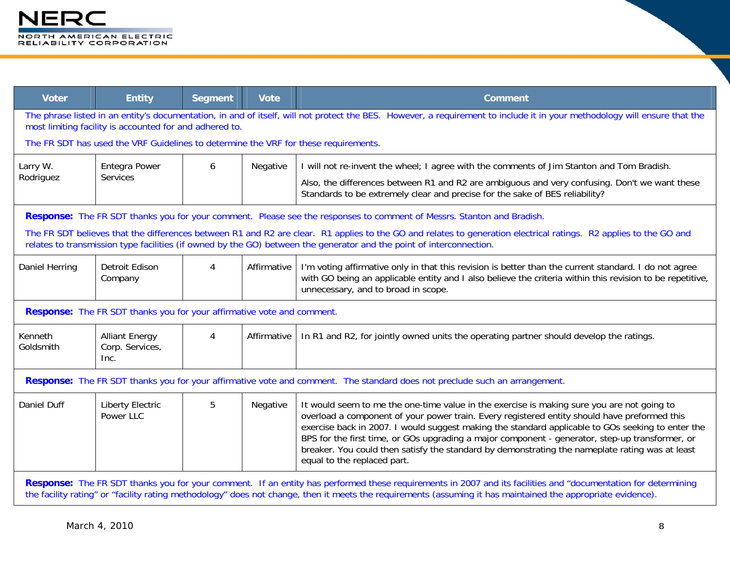| Voter | Entity | Segment | Vote | Comment |
|---|---|---|---|---|
| The phrase listed in an entity's documentation, in and of itself, will not protect the BES. However, a requirement to include it in your methodology will ensure that the most limiting facility is accounted for and adhered to.<br><br>The FR SDT has used the VRF Guidelines to determine the VRF for these requirements. | | | | |
| Larry W. Rodriguez | Entegra Power Services | 6 | Negative | I will not re-invent the wheel; I agree with the comments of Jim Stanton and Tom Bradish.<br><br>Also, the differences between R1 and R2 are ambiguous and very confusing. Don't we want these Standards to be extremely clear and precise for the sake of BES reliability? |
| **Response:** The FR SDT thanks you for your comment. Please see the responses to comment of Messrs. Stanton and Bradish.<br><br>The FR SDT believes that the differences between R1 and R2 are clear. R1 applies to the GO and relates to generation electrical ratings. R2 applies to the GO and relates to transmission type facilities (if owned by the GO) between the generator and the point of interconnection. | | | | |
| Daniel Herring | Detroit Edison Company | 4 | Affirmative | I'm voting affirmative only in that this revision is better than the current standard. I do not agree with GO being an applicable entity and I also believe the criteria within this revision to be repetitive, unnecessary, and to broad in scope. |
| **Response:** The FR SDT thanks you for your affirmative vote and comment. | | | | |
| Kenneth Goldsmith | Alliant Energy Corp. Services, Inc. | 4 | Affirmative | In R1 and R2, for jointly owned units the operating partner should develop the ratings. |
| **Response:** The FR SDT thanks you for your affirmative vote and comment. The standard does not preclude such an arrangement. | | | | |
| Daniel Duff | Liberty Electric Power LLC | 5 | Negative | It would seem to me the one-time value in the exercise is making sure you are not going to overload a component of your power train. Every registered entity should have preformed this exercise back in 2007. I would suggest making the standard applicable to GOs seeking to enter the BPS for the first time, or GOs upgrading a major component - generator, step-up transformer, or breaker. You could then satisfy the standard by demonstrating the nameplate rating was at least equal to the replaced part. |
| **Response:** The FR SDT thanks you for your comment. If an entity has performed these requirements in 2007 and its facilities and "documentation for determining the facility rating" or "facility rating methodology" does not change, then it meets the requirements (assuming it has maintained the appropriate evidence). | | | | |

March 4, 2010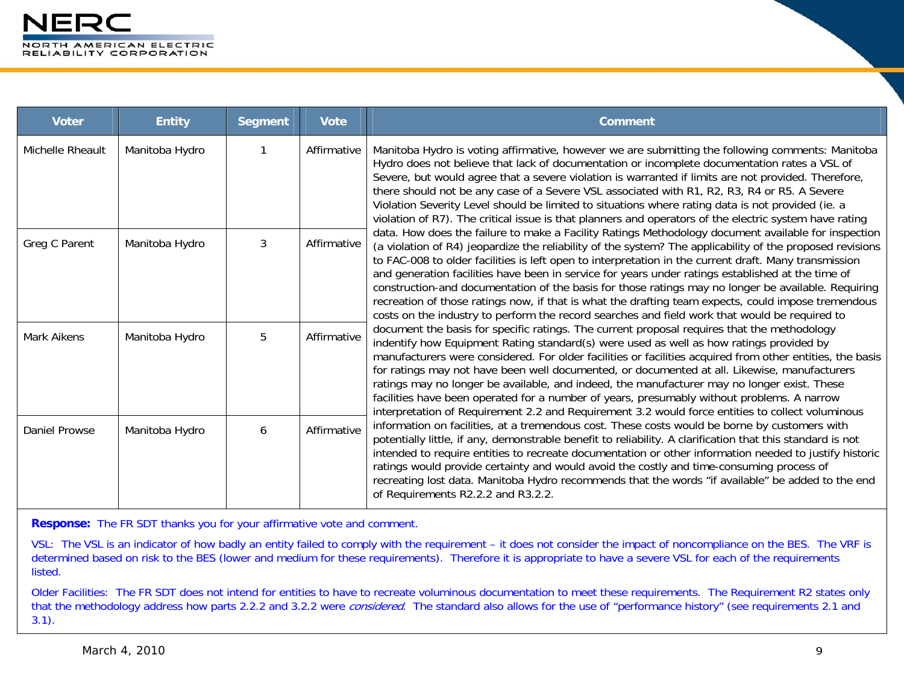| Voter | Entity | Segment | Vote | Comment |
|---|---|---|---|---|
| Michelle Rheault | Manitoba Hydro | 1 | Affirmative | Manitoba Hydro is voting affirmative, however we are submitting the following comments: Manitoba Hydro does not believe that lack of documentation or incomplete documentation rates a VSL of Severe, but would agree that a severe violation is warranted if limits are not provided. Therefore, there should not be any case of a Severe VSL associated with R1, R2, R3, R4 or R5. A Severe Violation Severity Level should be limited to situations where rating data is not provided (ie. a violation of R7). The critical issue is that planners and operators of the electric system have rating data. How does the failure to make a Facility Ratings Methodology document available for inspection (a violation of R4) jeopardize the reliability of the system? The applicability of the proposed revisions to FAC-008 to older facilities is left open to interpretation in the current draft. Many transmission and generation facilities have been in service for years under ratings established at the time of construction-and documentation of the basis for those ratings may no longer be available. Requiring recreation of those ratings now, if that is what the drafting team expects, could impose tremendous costs on the industry to perform the record searches and field work that would be required to document the basis for specific ratings. The current proposal requires that the methodology indentify how Equipment Rating standard(s) were used as well as how ratings provided by manufacturers were considered. For older facilities or facilities acquired from other entities, the basis for ratings may not have been well documented, or documented at all. Likewise, manufacturers ratings may no longer be available, and indeed, the manufacturer may no longer exist. These facilities have been operated for a number of years, presumably without problems. A narrow interpretation of Requirement 2.2 and Requirement 3.2 would force entities to collect voluminous information on facilities, at a tremendous cost. These costs would be borne by customers with potentially little, if any, demonstrable benefit to reliability. A clarification that this standard is not intended to require entities to recreate documentation or other information needed to justify historic ratings would provide certainty and would avoid the costly and time-consuming process of recreating lost data. Manitoba Hydro recommends that the words "if available" be added to the end of Requirements R2.2.2 and R3.2.2. |
| Greg C Parent | Manitoba Hydro | 3 | Affirmative | |
| Mark Aikens | Manitoba Hydro | 5 | Affirmative | |
| Daniel Prowse | Manitoba Hydro | 6 | Affirmative | |

**Response:** The FR SDT thanks you for your affirmative vote and comment.

VSL: The VSL is an indicator of how badly an entity failed to comply with the requirement – it does not consider the impact of noncompliance on the BES. The VRF is determined based on risk to the BES (lower and medium for these requirements). Therefore it is appropriate to have a severe VSL for each of the requirements listed.

Older Facilities: The FR SDT does not intend for entities to have to recreate voluminous documentation to meet these requirements. The Requirement R2 states only that the methodology address how parts 2.2.2 and 3.2.2 were *considered*. The standard also allows for the use of "performance history" (see requirements 2.1 and 3.1).

March 4, 2010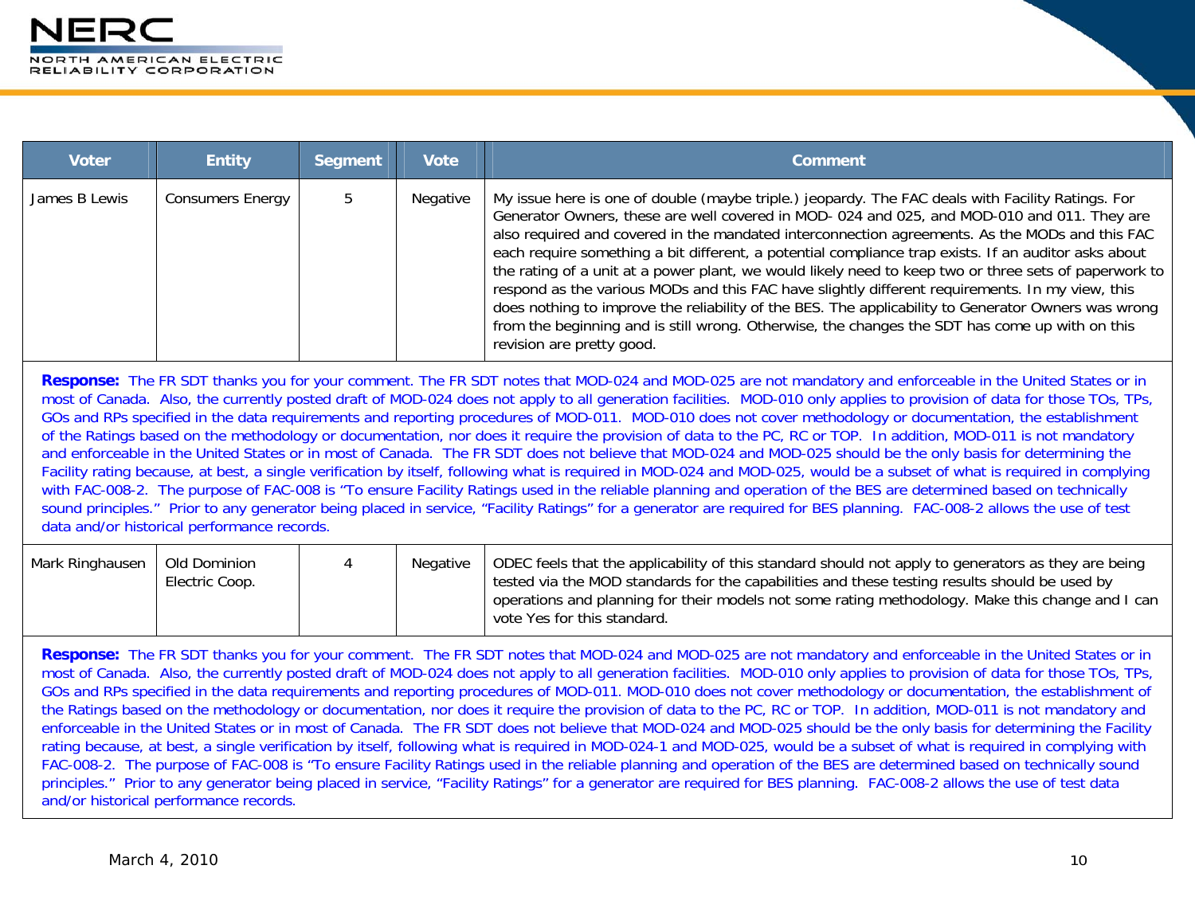| Voter | Entity | Segment | Vote | Comment |
|---|---|---|---|---|
| James B Lewis | Consumers Energy | 5 | Negative | My issue here is one of double (maybe triple.) jeopardy. The FAC deals with Facility Ratings. For Generator Owners, these are well covered in MOD- 024 and 025, and MOD-010 and 011. They are also required and covered in the mandated interconnection agreements. As the MODs and this FAC each require something a bit different, a potential compliance trap exists. If an auditor asks about the rating of a unit at a power plant, we would likely need to keep two or three sets of paperwork to respond as the various MODs and this FAC have slightly different requirements. In my view, this does nothing to improve the reliability of the BES. The applicability to Generator Owners was wrong from the beginning and is still wrong. Otherwise, the changes the SDT has come up with on this revision are pretty good. |

**Response:** The FR SDT thanks you for your comment. The FR SDT notes that MOD-024 and MOD-025 are not mandatory and enforceable in the United States or in most of Canada. Also, the currently posted draft of MOD-024 does not apply to all generation facilities. MOD-010 only applies to provision of data for those TOs, TPs, GOs and RPs specified in the data requirements and reporting procedures of MOD-011. MOD-010 does not cover methodology or documentation, the establishment of the Ratings based on the methodology or documentation, nor does it require the provision of data to the PC, RC or TOP. In addition, MOD-011 is not mandatory and enforceable in the United States or in most of Canada. The FR SDT does not believe that MOD-024 and MOD-025 should be the only basis for determining the Facility rating because, at best, a single verification by itself, following what is required in MOD-024 and MOD-025, would be a subset of what is required in complying with FAC-008-2. The purpose of FAC-008 is "To ensure Facility Ratings used in the reliable planning and operation of the BES are determined based on technically sound principles." Prior to any generator being placed in service, "Facility Ratings" for a generator are required for BES planning. FAC-008-2 allows the use of test data and/or historical performance records.

| Voter | Entity | Segment | Vote | Comment |
|---|---|---|---|---|
| Mark Ringhausen | Old Dominion Electric Coop. | 4 | Negative | ODEC feels that the applicability of this standard should not apply to generators as they are being tested via the MOD standards for the capabilities and these testing results should be used by operations and planning for their models not some rating methodology. Make this change and I can vote Yes for this standard. |

**Response:** The FR SDT thanks you for your comment. The FR SDT notes that MOD-024 and MOD-025 are not mandatory and enforceable in the United States or in most of Canada. Also, the currently posted draft of MOD-024 does not apply to all generation facilities. MOD-010 only applies to provision of data for those TOs, TPs, GOs and RPs specified in the data requirements and reporting procedures of MOD-011. MOD-010 does not cover methodology or documentation, the establishment of the Ratings based on the methodology or documentation, nor does it require the provision of data to the PC, RC or TOP. In addition, MOD-011 is not mandatory and enforceable in the United States or in most of Canada. The FR SDT does not believe that MOD-024 and MOD-025 should be the only basis for determining the Facility rating because, at best, a single verification by itself, following what is required in MOD-024-1 and MOD-025, would be a subset of what is required in complying with FAC-008-2. The purpose of FAC-008 is "To ensure Facility Ratings used in the reliable planning and operation of the BES are determined based on technically sound principles." Prior to any generator being placed in service, "Facility Ratings" for a generator are required for BES planning. FAC-008-2 allows the use of test data and/or historical performance records.

March 4, 2010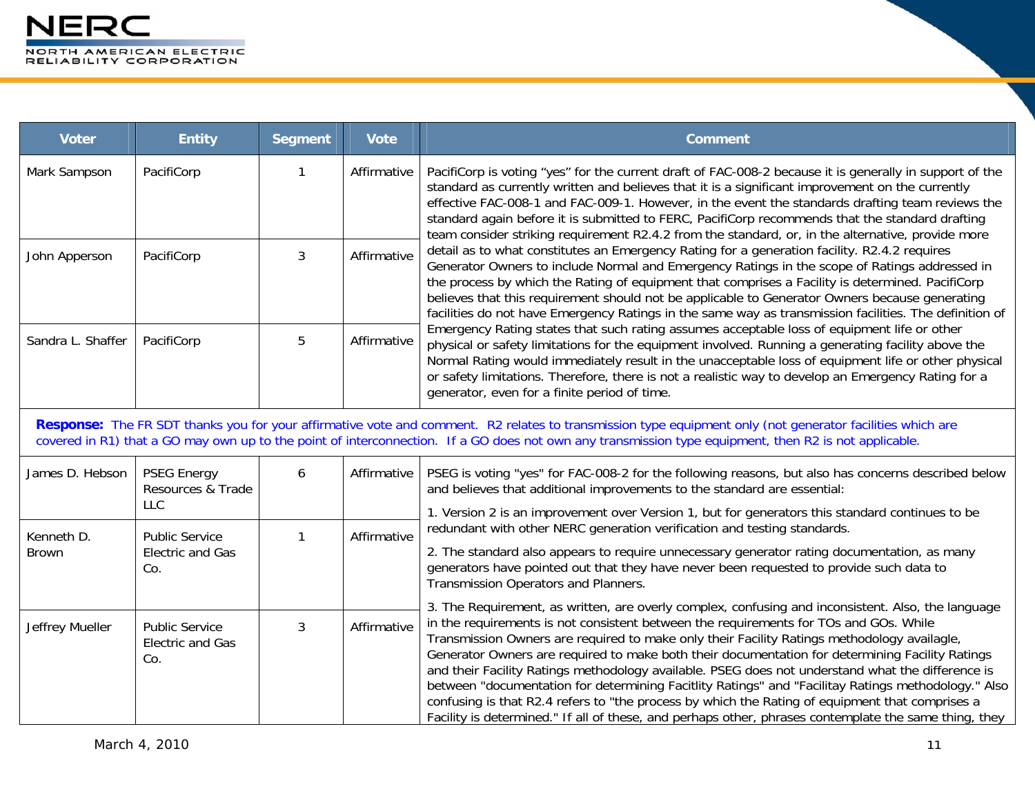| Voter | Entity | Segment | Vote | Comment |
|---|---|---|---|---|
| Mark Sampson | PacifiCorp | 1 | Affirmative | PacifiCorp is voting "yes" for the current draft of FAC-008-2 because it is generally in support of the standard as currently written and believes that it is a significant improvement on the currently effective FAC-008-1 and FAC-009-1. However, in the event the standards drafting team reviews the standard again before it is submitted to FERC, PacifiCorp recommends that the standard drafting team consider striking requirement R2.4.2 from the standard, or, in the alternative, provide more detail as to what constitutes an Emergency Rating for a generation facility. R2.4.2 requires Generator Owners to include Normal and Emergency Ratings in the scope of Ratings addressed in the process by which the Rating of equipment that comprises a Facility is determined. PacifiCorp believes that this requirement should not be applicable to Generator Owners because generating facilities do not have Emergency Ratings in the same way as transmission facilities. The definition of Emergency Rating states that such rating assumes acceptable loss of equipment life or other physical or safety limitations for the equipment involved. Running a generating facility above the Normal Rating would immediately result in the unacceptable loss of equipment life or other physical or safety limitations. Therefore, there is not a realistic way to develop an Emergency Rating for a generator, even for a finite period of time. |
| John Apperson | PacifiCorp | 3 | Affirmative | |
| Sandra L. Shaffer | PacifiCorp | 5 | Affirmative | |
| **Response:** The FR SDT thanks you for your affirmative vote and comment. R2 relates to transmission type equipment only (not generator facilities which are covered in R1) that a GO may own up to the point of interconnection. If a GO does not own any transmission type equipment, then R2 is not applicable. | | | | |
| James D. Hebson | PSEG Energy Resources & Trade LLC | 6 | Affirmative | PSEG is voting "yes" for FAC-008-2 for the following reasons, but also has concerns described below and believes that additional improvements to the standard are essential:<br>1. Version 2 is an improvement over Version 1, but for generators this standard continues to be redundant with other NERC generation verification and testing standards.<br>2. The standard also appears to require unnecessary generator rating documentation, as many generators have pointed out that they have never been requested to provide such data to Transmission Operators and Planners.<br>3. The Requirement, as written, are overly complex, confusing and inconsistent. Also, the language in the requirements is not consistent between the requirements for TOs and GOs. While Transmission Owners are required to make only their Facility Ratings methodology availagle, Generator Owners are required to make both their documentation for determining Facility Ratings and their Facility Ratings methodology available. PSEG does not understand what the difference is between "documentation for determining Facitlity Ratings" and "Facilitay Ratings methodology." Also confusing is that R2.4 refers to "the process by which the Rating of equipment that comprises a Facility is determined." If all of these, and perhaps other, phrases contemplate the same thing, they |
| Kenneth D. Brown | Public Service Electric and Gas Co. | 1 | Affirmative | |
| Jeffrey Mueller | Public Service Electric and Gas Co. | 3 | Affirmative | |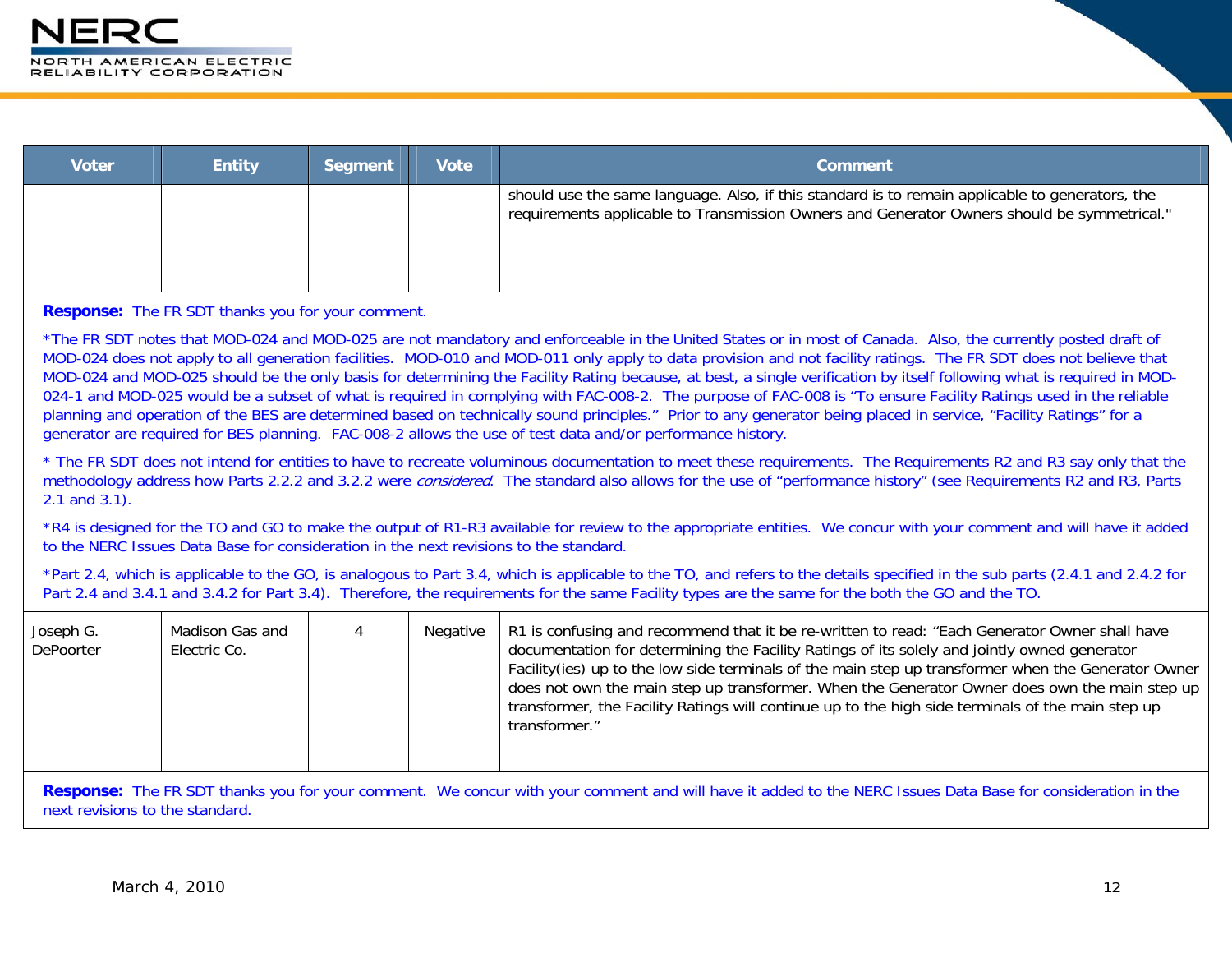| Voter | Entity | Segment | Vote | Comment |
|---|---|---|---|---|
| | | | | should use the same language. Also, if this standard is to remain applicable to generators, the requirements applicable to Transmission Owners and Generator Owners should be symmetrical." |

**Response:** The FR SDT thanks you for your comment.

*The FR SDT notes that MOD-024 and MOD-025 are not mandatory and enforceable in the United States or in most of Canada. Also, the currently posted draft of MOD-024 does not apply to all generation facilities. MOD-010 and MOD-011 only apply to data provision and not facility ratings. The FR SDT does not believe that MOD-024 and MOD-025 should be the only basis for determining the Facility Rating because, at best, a single verification by itself following what is required in MOD-024-1 and MOD-025 would be a subset of what is required in complying with FAC-008-2. The purpose of FAC-008 is "To ensure Facility Ratings used in the reliable planning and operation of the BES are determined based on technically sound principles." Prior to any generator being placed in service, "Facility Ratings" for a generator are required for BES planning. FAC-008-2 allows the use of test data and/or performance history.

* The FR SDT does not intend for entities to have to recreate voluminous documentation to meet these requirements. The Requirements R2 and R3 say only that the methodology address how Parts 2.2.2 and 3.2.2 were *considered*. The standard also allows for the use of "performance history" (see Requirements R2 and R3, Parts 2.1 and 3.1).

*R4 is designed for the TO and GO to make the output of R1-R3 available for review to the appropriate entities. We concur with your comment and will have it added to the NERC Issues Data Base for consideration in the next revisions to the standard.

*Part 2.4, which is applicable to the GO, is analogous to Part 3.4, which is applicable to the TO, and refers to the details specified in the sub parts (2.4.1 and 2.4.2 for Part 2.4 and 3.4.1 and 3.4.2 for Part 3.4). Therefore, the requirements for the same Facility types are the same for the both the GO and the TO.

| Voter | Entity | Segment | Vote | Comment |
|---|---|---|---|---|
| Joseph G. DePoorter | Madison Gas and Electric Co. | 4 | Negative | R1 is confusing and recommend that it be re-written to read: "Each Generator Owner shall have documentation for determining the Facility Ratings of its solely and jointly owned generator Facility(ies) up to the low side terminals of the main step up transformer when the Generator Owner does not own the main step up transformer. When the Generator Owner does own the main step up transformer, the Facility Ratings will continue up to the high side terminals of the main step up transformer." |

**Response:** The FR SDT thanks you for your comment. We concur with your comment and will have it added to the NERC Issues Data Base for consideration in the next revisions to the standard.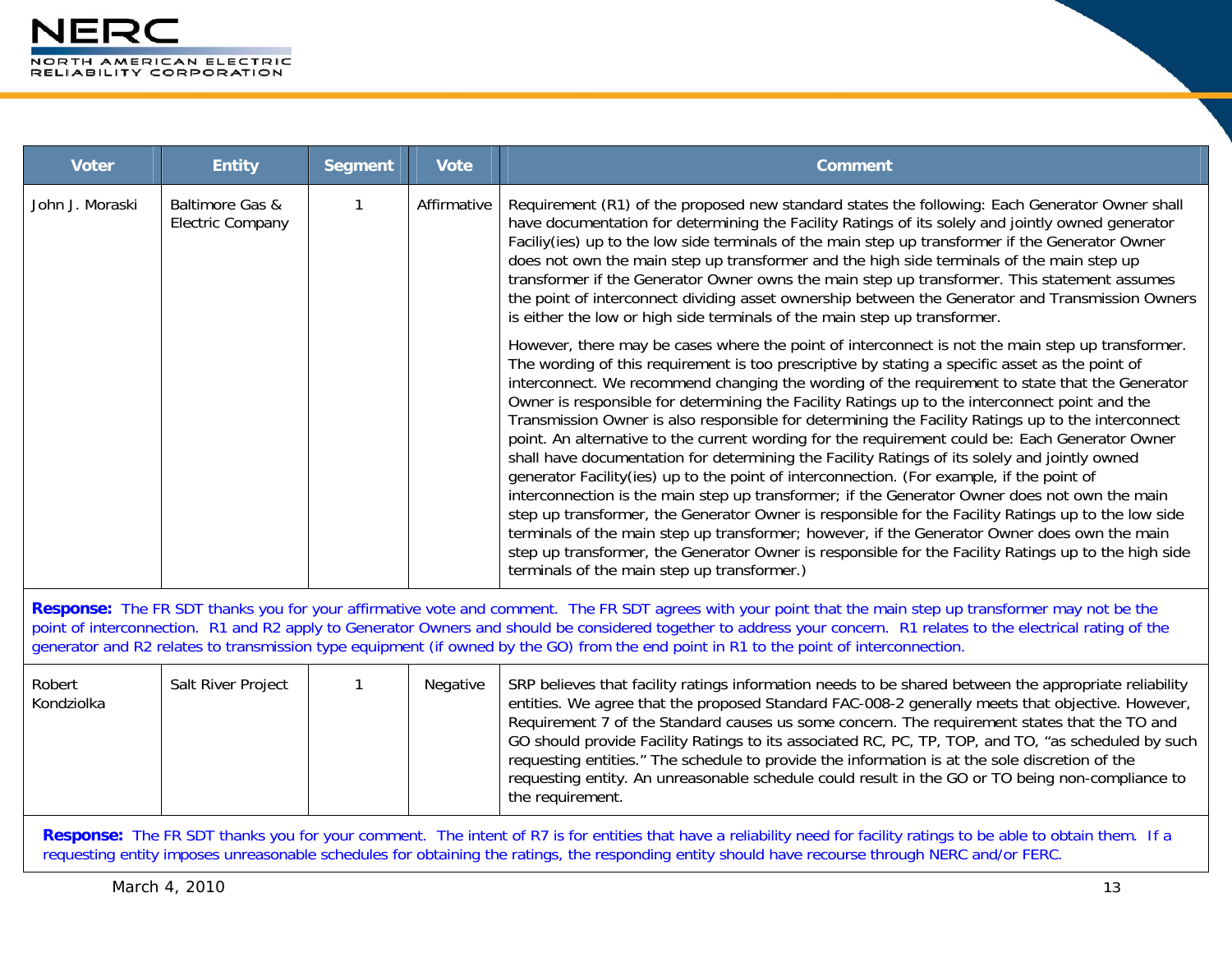| Voter | Entity | Segment | Vote | Comment |
|---|---|---|---|---|
| John J. Moraski | Baltimore Gas & Electric Company | 1 | Affirmative | Requirement (R1) of the proposed new standard states the following: Each Generator Owner shall have documentation for determining the Facility Ratings of its solely and jointly owned generator Faciliy(ies) up to the low side terminals of the main step up transformer if the Generator Owner does not own the main step up transformer and the high side terminals of the main step up transformer if the Generator Owner owns the main step up transformer. This statement assumes the point of interconnect dividing asset ownership between the Generator and Transmission Owners is either the low or high side terminals of the main step up transformer.<br><br>However, there may be cases where the point of interconnect is not the main step up transformer. The wording of this requirement is too prescriptive by stating a specific asset as the point of interconnect. We recommend changing the wording of the requirement to state that the Generator Owner is responsible for determining the Facility Ratings up to the interconnect point and the Transmission Owner is also responsible for determining the Facility Ratings up to the interconnect point. An alternative to the current wording for the requirement could be: Each Generator Owner shall have documentation for determining the Facility Ratings of its solely and jointly owned generator Facility(ies) up to the point of interconnection. (For example, if the point of interconnection is the main step up transformer; if the Generator Owner does not own the main step up transformer, the Generator Owner is responsible for the Facility Ratings up to the low side terminals of the main step up transformer; however, if the Generator Owner does own the main step up transformer, the Generator Owner is responsible for the Facility Ratings up to the high side terminals of the main step up transformer.) |
| **Response:** The FR SDT thanks you for your affirmative vote and comment. The FR SDT agrees with your point that the main step up transformer may not be the point of interconnection. R1 and R2 apply to Generator Owners and should be considered together to address your concern. R1 relates to the electrical rating of the generator and R2 relates to transmission type equipment (if owned by the GO) from the end point in R1 to the point of interconnection. | | | | |
| Robert Kondziolka | Salt River Project | 1 | Negative | SRP believes that facility ratings information needs to be shared between the appropriate reliability entities. We agree that the proposed Standard FAC-008-2 generally meets that objective. However, Requirement 7 of the Standard causes us some concern. The requirement states that the TO and GO should provide Facility Ratings to its associated RC, PC, TP, TOP, and TO, "as scheduled by such requesting entities." The schedule to provide the information is at the sole discretion of the requesting entity. An unreasonable schedule could result in the GO or TO being non-compliance to the requirement. |
| **Response:** The FR SDT thanks you for your comment. The intent of R7 is for entities that have a reliability need for facility ratings to be able to obtain them. If a requesting entity imposes unreasonable schedules for obtaining the ratings, the responding entity should have recourse through NERC and/or FERC. | | | | |

March 4, 2010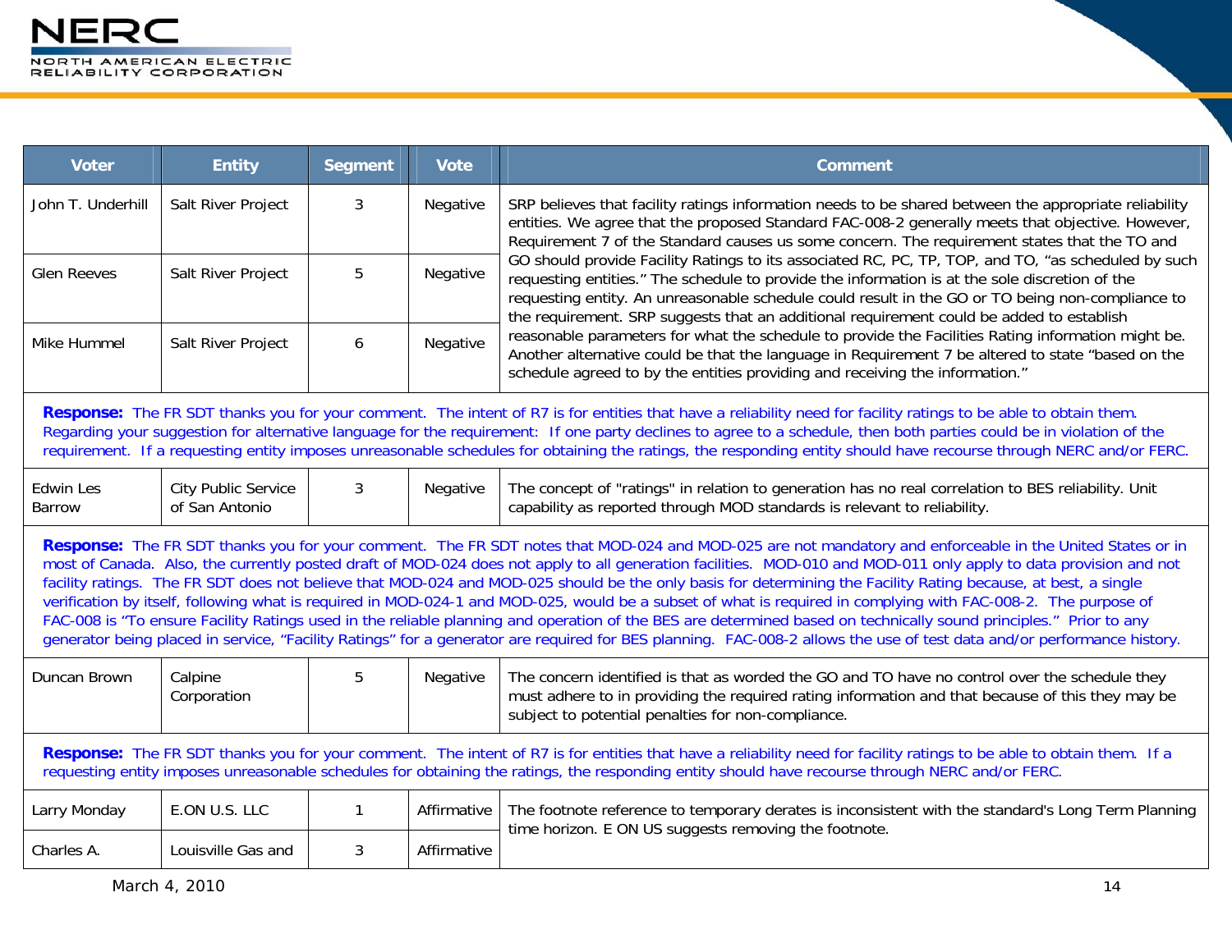| Voter | Entity | Segment | Vote | Comment |
|---|---|---|---|---|
| John T. Underhill | Salt River Project | 3 | Negative | SRP believes that facility ratings information needs to be shared between the appropriate reliability entities. We agree that the proposed Standard FAC-008-2 generally meets that objective. However, Requirement 7 of the Standard causes us some concern. The requirement states that the TO and GO should provide Facility Ratings to its associated RC, PC, TP, TOP, and TO, "as scheduled by such requesting entities." The schedule to provide the information is at the sole discretion of the requesting entity. An unreasonable schedule could result in the GO or TO being non-compliance to the requirement. SRP suggests that an additional requirement could be added to establish reasonable parameters for what the schedule to provide the Facilities Rating information might be. Another alternative could be that the language in Requirement 7 be altered to state "based on the schedule agreed to by the entities providing and receiving the information." |
| Glen Reeves | Salt River Project | 5 | Negative | |
| Mike Hummel | Salt River Project | 6 | Negative | |
| **Response:** The FR SDT thanks you for your comment. The intent of R7 is for entities that have a reliability need for facility ratings to be able to obtain them. Regarding your suggestion for alternative language for the requirement: If one party declines to agree to a schedule, then both parties could be in violation of the requirement. If a requesting entity imposes unreasonable schedules for obtaining the ratings, the responding entity should have recourse through NERC and/or FERC. | | | | |
| Edwin Les Barrow | City Public Service of San Antonio | 3 | Negative | The concept of "ratings" in relation to generation has no real correlation to BES reliability. Unit capability as reported through MOD standards is relevant to reliability. |
| **Response:** The FR SDT thanks you for your comment. The FR SDT notes that MOD-024 and MOD-025 are not mandatory and enforceable in the United States or in most of Canada. Also, the currently posted draft of MOD-024 does not apply to all generation facilities. MOD-010 and MOD-011 only apply to data provision and not facility ratings. The FR SDT does not believe that MOD-024 and MOD-025 should be the only basis for determining the Facility Rating because, at best, a single verification by itself, following what is required in MOD-024-1 and MOD-025, would be a subset of what is required in complying with FAC-008-2. The purpose of FAC-008 is "To ensure Facility Ratings used in the reliable planning and operation of the BES are determined based on technically sound principles." Prior to any generator being placed in service, "Facility Ratings" for a generator are required for BES planning. FAC-008-2 allows the use of test data and/or performance history. | | | | |
| Duncan Brown | Calpine Corporation | 5 | Negative | The concern identified is that as worded the GO and TO have no control over the schedule they must adhere to in providing the required rating information and that because of this they may be subject to potential penalties for non-compliance. |
| **Response:** The FR SDT thanks you for your comment. The intent of R7 is for entities that have a reliability need for facility ratings to be able to obtain them. If a requesting entity imposes unreasonable schedules for obtaining the ratings, the responding entity should have recourse through NERC and/or FERC. | | | | |
| Larry Monday | E.ON U.S. LLC | 1 | Affirmative | The footnote reference to temporary derates is inconsistent with the standard's Long Term Planning time horizon. E ON US suggests removing the footnote. |
| Charles A. | Louisville Gas and | 3 | Affirmative | |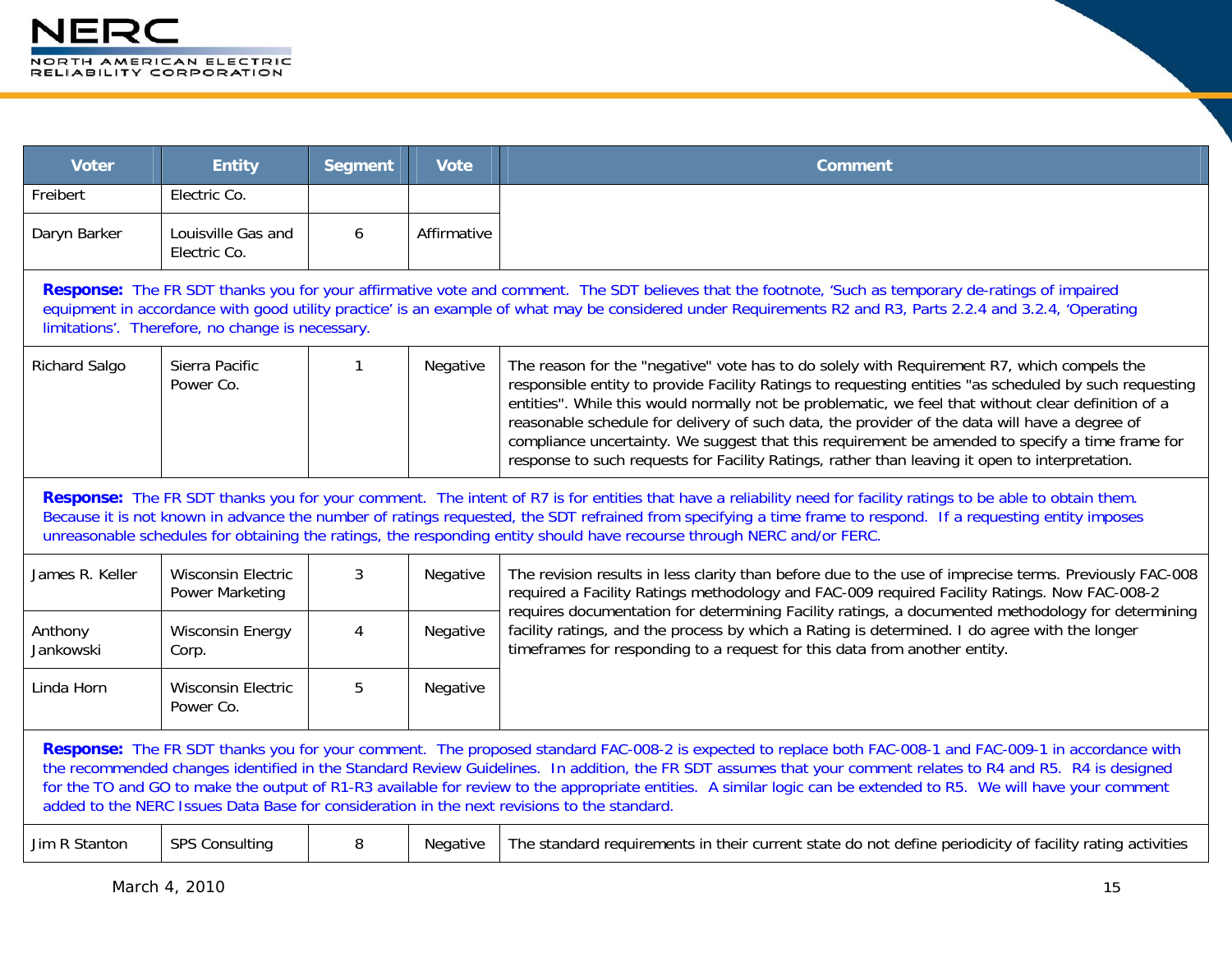| Voter | Entity | Segment | Vote | Comment |
|---|---|---|---|---|
| Freibert | Electric Co. | | | |
| Daryn Barker | Louisville Gas and Electric Co. | 6 | Affirmative | |
| **Response:** The FR SDT thanks you for your affirmative vote and comment. The SDT believes that the footnote, 'Such as temporary de-ratings of impaired equipment in accordance with good utility practice' is an example of what may be considered under Requirements R2 and R3, Parts 2.2.4 and 3.2.4, 'Operating limitations'. Therefore, no change is necessary. | | | | |
| Richard Salgo | Sierra Pacific Power Co. | 1 | Negative | The reason for the "negative" vote has to do solely with Requirement R7, which compels the responsible entity to provide Facility Ratings to requesting entities "as scheduled by such requesting entities". While this would normally not be problematic, we feel that without clear definition of a reasonable schedule for delivery of such data, the provider of the data will have a degree of compliance uncertainty. We suggest that this requirement be amended to specify a time frame for response to such requests for Facility Ratings, rather than leaving it open to interpretation. |
| **Response:** The FR SDT thanks you for your comment. The intent of R7 is for entities that have a reliability need for facility ratings to be able to obtain them. Because it is not known in advance the number of ratings requested, the SDT refrained from specifying a time frame to respond. If a requesting entity imposes unreasonable schedules for obtaining the ratings, the responding entity should have recourse through NERC and/or FERC. | | | | |
| James R. Keller | Wisconsin Electric Power Marketing | 3 | Negative | The revision results in less clarity than before due to the use of imprecise terms. Previously FAC-008 required a Facility Ratings methodology and FAC-009 required Facility Ratings. Now FAC-008-2 requires documentation for determining Facility ratings, a documented methodology for determining facility ratings, and the process by which a Rating is determined. I do agree with the longer timeframes for responding to a request for this data from another entity. |
| Anthony Jankowski | Wisconsin Energy Corp. | 4 | Negative | |
| Linda Horn | Wisconsin Electric Power Co. | 5 | Negative | |
| **Response:** The FR SDT thanks you for your comment. The proposed standard FAC-008-2 is expected to replace both FAC-008-1 and FAC-009-1 in accordance with the recommended changes identified in the Standard Review Guidelines. In addition, the FR SDT assumes that your comment relates to R4 and R5. R4 is designed for the TO and GO to make the output of R1-R3 available for review to the appropriate entities. A similar logic can be extended to R5. We will have your comment added to the NERC Issues Data Base for consideration in the next revisions to the standard. | | | | |
| Jim R Stanton | SPS Consulting | 8 | Negative | The standard requirements in their current state do not define periodicity of facility rating activities |

March 4, 2010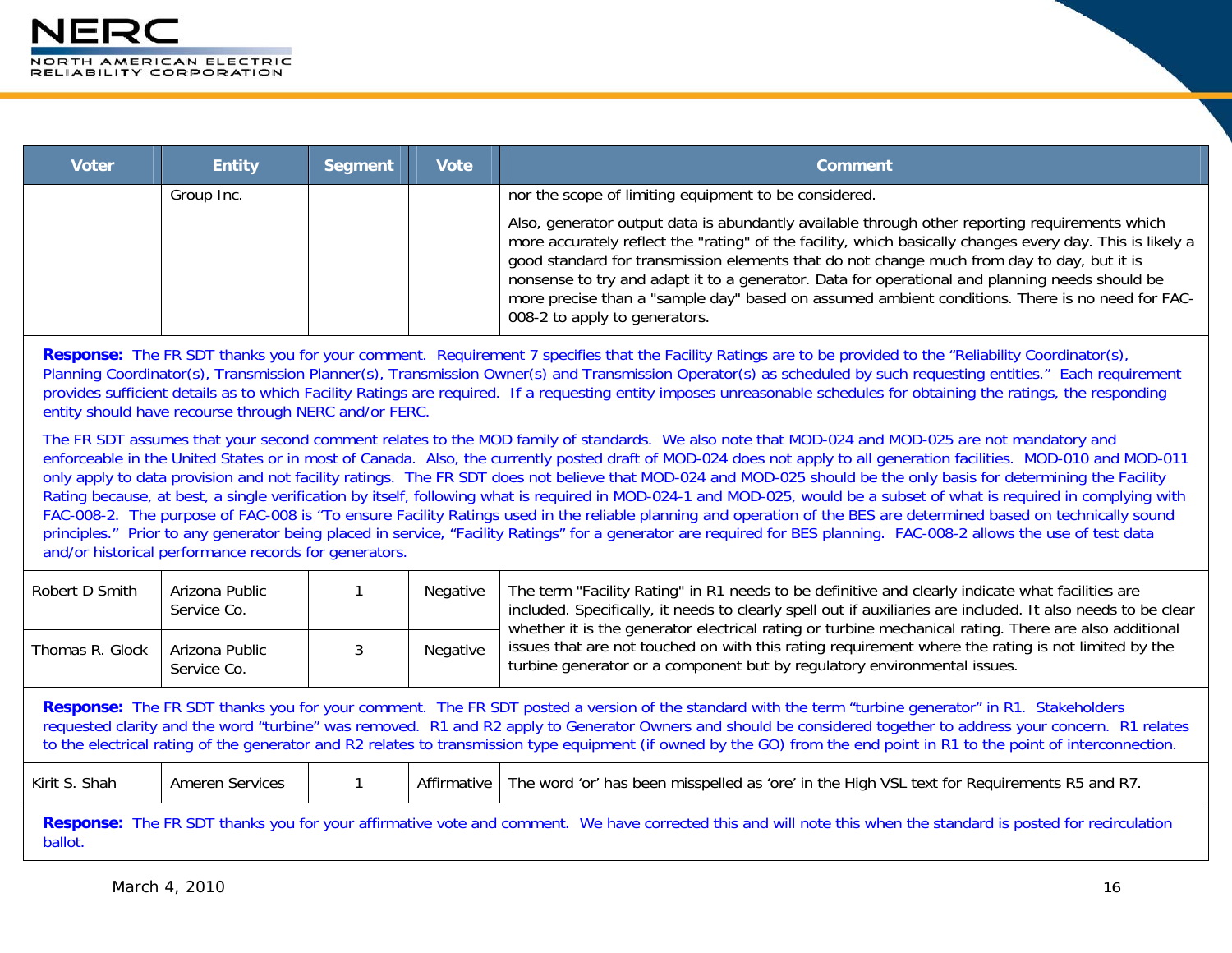| Voter | Entity | Segment | Vote | Comment |
|---|---|---|---|---|
| | Group Inc. | | | nor the scope of limiting equipment to be considered. Also, generator output data is abundantly available through other reporting requirements which more accurately reflect the "rating" of the facility, which basically changes every day. This is likely a good standard for transmission elements that do not change much from day to day, but it is nonsense to try and adapt it to a generator. Data for operational and planning needs should be more precise than a "sample day" based on assumed ambient conditions. There is no need for FAC-008-2 to apply to generators. |

**Response:** The FR SDT thanks you for your comment. Requirement 7 specifies that the Facility Ratings are to be provided to the "Reliability Coordinator(s), Planning Coordinator(s), Transmission Planner(s), Transmission Owner(s) and Transmission Operator(s) as scheduled by such requesting entities." Each requirement provides sufficient details as to which Facility Ratings are required. If a requesting entity imposes unreasonable schedules for obtaining the ratings, the responding entity should have recourse through NERC and/or FERC.

The FR SDT assumes that your second comment relates to the MOD family of standards. We also note that MOD-024 and MOD-025 are not mandatory and enforceable in the United States or in most of Canada. Also, the currently posted draft of MOD-024 does not apply to all generation facilities. MOD-010 and MOD-011 only apply to data provision and not facility ratings. The FR SDT does not believe that MOD-024 and MOD-025 should be the only basis for determining the Facility Rating because, at best, a single verification by itself, following what is required in MOD-024-1 and MOD-025, would be a subset of what is required in complying with FAC-008-2. The purpose of FAC-008 is "To ensure Facility Ratings used in the reliable planning and operation of the BES are determined based on technically sound principles." Prior to any generator being placed in service, "Facility Ratings" for a generator are required for BES planning. FAC-008-2 allows the use of test data and/or historical performance records for generators.

| Voter | Entity | Segment | Vote | Comment |
|---|---|---|---|---|
| Robert D Smith | Arizona Public Service Co. | 1 | Negative | The term "Facility Rating" in R1 needs to be definitive and clearly indicate what facilities are included. Specifically, it needs to clearly spell out if auxiliaries are included. It also needs to be clear whether it is the generator electrical rating or turbine mechanical rating. There are also additional issues that are not touched on with this rating requirement where the rating is not limited by the turbine generator or a component but by regulatory environmental issues. |
| Thomas R. Glock | Arizona Public Service Co. | 3 | Negative | |

**Response:** The FR SDT thanks you for your comment. The FR SDT posted a version of the standard with the term "turbine generator" in R1. Stakeholders requested clarity and the word "turbine" was removed. R1 and R2 apply to Generator Owners and should be considered together to address your concern. R1 relates to the electrical rating of the generator and R2 relates to transmission type equipment (if owned by the GO) from the end point in R1 to the point of interconnection.

| Voter | Entity | Segment | Vote | Comment |
|---|---|---|---|---|
| Kirit S. Shah | Ameren Services | 1 | Affirmative | The word 'or' has been misspelled as 'ore' in the High VSL text for Requirements R5 and R7. |

**Response:** The FR SDT thanks you for your affirmative vote and comment. We have corrected this and will note this when the standard is posted for recirculation ballot.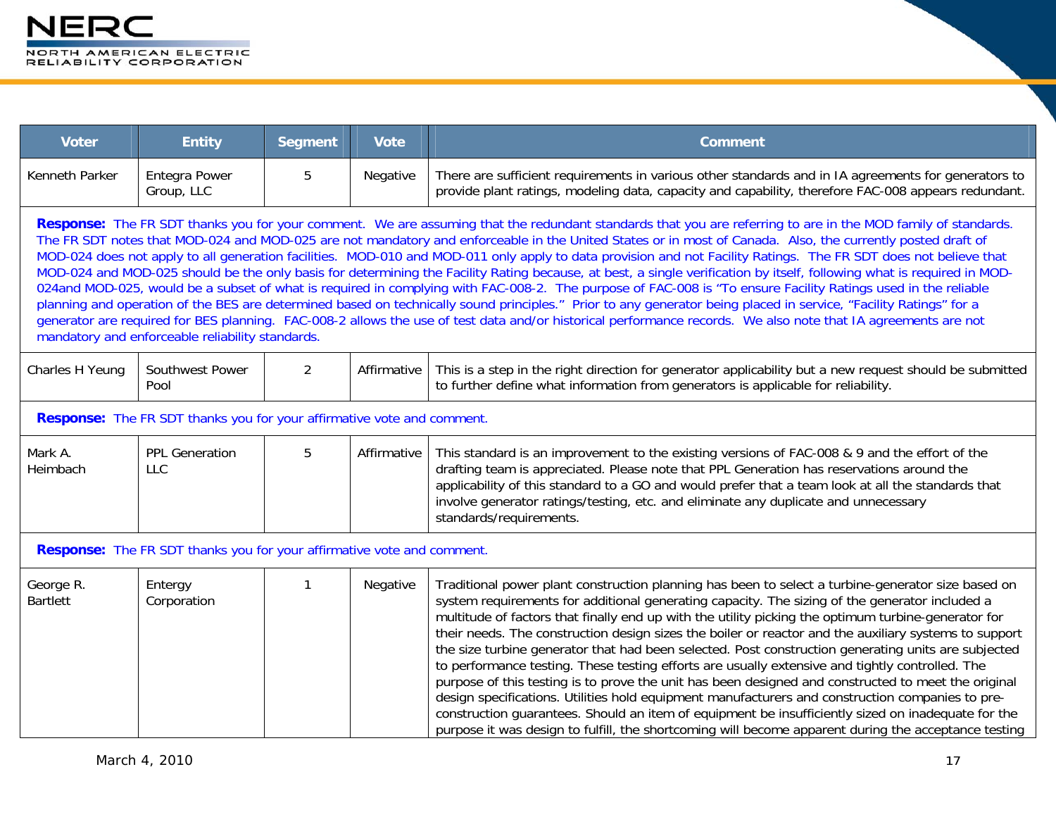| Voter | Entity | Segment | Vote | Comment |
|---|---|---|---|---|
| Kenneth Parker | Entegra Power Group, LLC | 5 | Negative | There are sufficient requirements in various other standards and in IA agreements for generators to provide plant ratings, modeling data, capacity and capability, therefore FAC-008 appears redundant. |
| **Response:** The FR SDT thanks you for your comment. We are assuming that the redundant standards that you are referring to are in the MOD family of standards. The FR SDT notes that MOD-024 and MOD-025 are not mandatory and enforceable in the United States or in most of Canada. Also, the currently posted draft of MOD-024 does not apply to all generation facilities. MOD-010 and MOD-011 only apply to data provision and not Facility Ratings. The FR SDT does not believe that MOD-024 and MOD-025 should be the only basis for determining the Facility Rating because, at best, a single verification by itself, following what is required in MOD-024and MOD-025, would be a subset of what is required in complying with FAC-008-2. The purpose of FAC-008 is "To ensure Facility Ratings used in the reliable planning and operation of the BES are determined based on technically sound principles." Prior to any generator being placed in service, "Facility Ratings" for a generator are required for BES planning. FAC-008-2 allows the use of test data and/or historical performance records. We also note that IA agreements are not mandatory and enforceable reliability standards. | | | | |
| Charles H Yeung | Southwest Power Pool | 2 | Affirmative | This is a step in the right direction for generator applicability but a new request should be submitted to further define what information from generators is applicable for reliability. |
| **Response:** The FR SDT thanks you for your affirmative vote and comment. | | | | |
| Mark A. Heimbach | PPL Generation LLC | 5 | Affirmative | This standard is an improvement to the existing versions of FAC-008 & 9 and the effort of the drafting team is appreciated. Please note that PPL Generation has reservations around the applicability of this standard to a GO and would prefer that a team look at all the standards that involve generator ratings/testing, etc. and eliminate any duplicate and unnecessary standards/requirements. |
| **Response:** The FR SDT thanks you for your affirmative vote and comment. | | | | |
| George R. Bartlett | Entergy Corporation | 1 | Negative | Traditional power plant construction planning has been to select a turbine-generator size based on system requirements for additional generating capacity. The sizing of the generator included a multitude of factors that finally end up with the utility picking the optimum turbine-generator for their needs. The construction design sizes the boiler or reactor and the auxiliary systems to support the size turbine generator that had been selected. Post construction generating units are subjected to performance testing. These testing efforts are usually extensive and tightly controlled. The purpose of this testing is to prove the unit has been designed and constructed to meet the original design specifications. Utilities hold equipment manufacturers and construction companies to pre-construction guarantees. Should an item of equipment be insufficiently sized on inadequate for the purpose it was design to fulfill, the shortcoming will become apparent during the acceptance testing |

March 4, 2010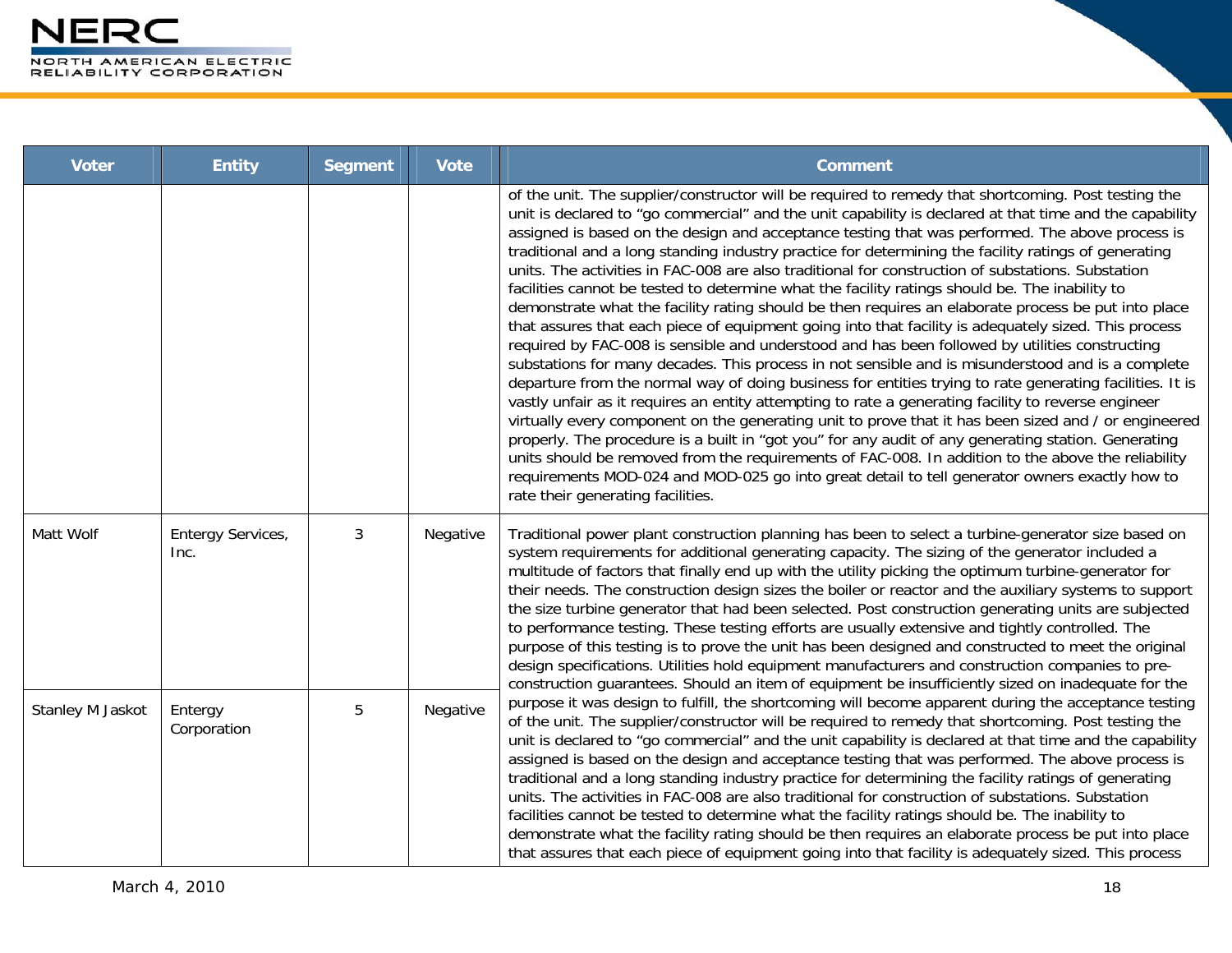| Voter | Entity | Segment | Vote | Comment |
|---|---|---|---|---|
| | | | | of the unit. The supplier/constructor will be required to remedy that shortcoming. Post testing the unit is declared to "go commercial" and the unit capability is declared at that time and the capability assigned is based on the design and acceptance testing that was performed. The above process is traditional and a long standing industry practice for determining the facility ratings of generating units. The activities in FAC-008 are also traditional for construction of substations. Substation facilities cannot be tested to determine what the facility ratings should be. The inability to demonstrate what the facility rating should be then requires an elaborate process be put into place that assures that each piece of equipment going into that facility is adequately sized. This process required by FAC-008 is sensible and understood and has been followed by utilities constructing substations for many decades. This process in not sensible and is misunderstood and is a complete departure from the normal way of doing business for entities trying to rate generating facilities. It is vastly unfair as it requires an entity attempting to rate a generating facility to reverse engineer virtually every component on the generating unit to prove that it has been sized and / or engineered properly. The procedure is a built in "got you" for any audit of any generating station. Generating units should be removed from the requirements of FAC-008. In addition to the above the reliability requirements MOD-024 and MOD-025 go into great detail to tell generator owners exactly how to rate their generating facilities. |
| Matt Wolf | Entergy Services, Inc. | 3 | Negative | Traditional power plant construction planning has been to select a turbine-generator size based on system requirements for additional generating capacity. The sizing of the generator included a multitude of factors that finally end up with the utility picking the optimum turbine-generator for their needs. The construction design sizes the boiler or reactor and the auxiliary systems to support the size turbine generator that had been selected. Post construction generating units are subjected to performance testing. These testing efforts are usually extensive and tightly controlled. The purpose of this testing is to prove the unit has been designed and constructed to meet the original design specifications. Utilities hold equipment manufacturers and construction companies to pre-construction guarantees. Should an item of equipment be insufficiently sized on inadequate for the purpose it was design to fulfill, the shortcoming will become apparent during the acceptance testing of the unit. The supplier/constructor will be required to remedy that shortcoming. Post testing the unit is declared to "go commercial" and the unit capability is declared at that time and the capability assigned is based on the design and acceptance testing that was performed. The above process is traditional and a long standing industry practice for determining the facility ratings of generating units. The activities in FAC-008 are also traditional for construction of substations. Substation facilities cannot be tested to determine what the facility ratings should be. The inability to demonstrate what the facility rating should be then requires an elaborate process be put into place that assures that each piece of equipment going into that facility is adequately sized. This process |
| Stanley M Jaskot | Entergy Corporation | 5 | Negative | |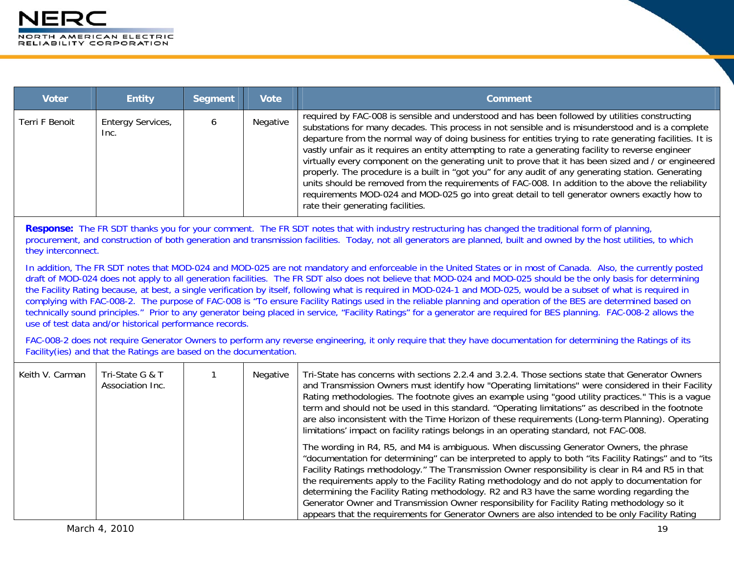| Voter | Entity | Segment | Vote | Comment |
|---|---|---|---|---|
| Terri F Benoit | Entergy Services, Inc. | 6 | Negative | required by FAC-008 is sensible and understood and has been followed by utilities constructing substations for many decades. This process in not sensible and is misunderstood and is a complete departure from the normal way of doing business for entities trying to rate generating facilities. It is vastly unfair as it requires an entity attempting to rate a generating facility to reverse engineer virtually every component on the generating unit to prove that it has been sized and / or engineered properly. The procedure is a built in "got you" for any audit of any generating station. Generating units should be removed from the requirements of FAC-008. In addition to the above the reliability requirements MOD-024 and MOD-025 go into great detail to tell generator owners exactly how to rate their generating facilities. |

**Response:** The FR SDT thanks you for your comment. The FR SDT notes that with industry restructuring has changed the traditional form of planning, procurement, and construction of both generation and transmission facilities. Today, not all generators are planned, built and owned by the host utilities, to which they interconnect.

In addition, The FR SDT notes that MOD-024 and MOD-025 are not mandatory and enforceable in the United States or in most of Canada. Also, the currently posted draft of MOD-024 does not apply to all generation facilities. The FR SDT also does not believe that MOD-024 and MOD-025 should be the only basis for determining the Facility Rating because, at best, a single verification by itself, following what is required in MOD-024-1 and MOD-025, would be a subset of what is required in complying with FAC-008-2. The purpose of FAC-008 is "To ensure Facility Ratings used in the reliable planning and operation of the BES are determined based on technically sound principles." Prior to any generator being placed in service, "Facility Ratings" for a generator are required for BES planning. FAC-008-2 allows the use of test data and/or historical performance records.

FAC-008-2 does not require Generator Owners to perform any reverse engineering, it only require that they have documentation for determining the Ratings of its Facility(ies) and that the Ratings are based on the documentation.

| Voter | Entity | Segment | Vote | Comment |
|---|---|---|---|---|
| Keith V. Carman | Tri-State G & T Association Inc. | 1 | Negative | Tri-State has concerns with sections 2.2.4 and 3.2.4. Those sections state that Generator Owners and Transmission Owners must identify how "Operating limitations" were considered in their Facility Rating methodologies. The footnote gives an example using "good utility practices." This is a vague term and should not be used in this standard. "Operating limitations" as described in the footnote are also inconsistent with the Time Horizon of these requirements (Long-term Planning). Operating limitations' impact on facility ratings belongs in an operating standard, not FAC-008.<br><br>The wording in R4, R5, and M4 is ambiguous. When discussing Generator Owners, the phrase "documentation for determining" can be interpreted to apply to both "its Facility Ratings" and to "its Facility Ratings methodology." The Transmission Owner responsibility is clear in R4 and R5 in that the requirements apply to the Facility Rating methodology and do not apply to documentation for determining the Facility Rating methodology. R2 and R3 have the same wording regarding the Generator Owner and Transmission Owner responsibility for Facility Rating methodology so it appears that the requirements for Generator Owners are also intended to be only Facility Rating |

March 4, 2010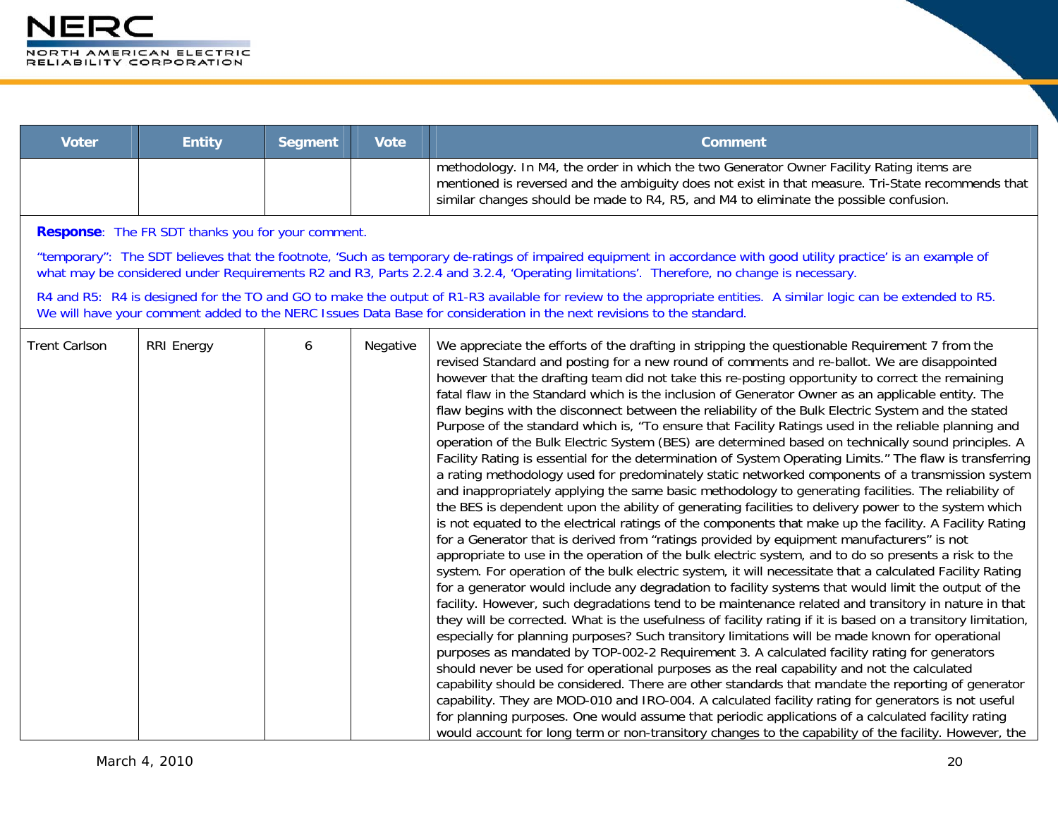| Voter | Entity | Segment | Vote | Comment |
|---|---|---|---|---|
| | | | | methodology. In M4, the order in which the two Generator Owner Facility Rating items are mentioned is reversed and the ambiguity does not exist in that measure. Tri-State recommends that similar changes should be made to R4, R5, and M4 to eliminate the possible confusion. |

**Response**: The FR SDT thanks you for your comment.

"temporary": The SDT believes that the footnote, 'Such as temporary de-ratings of impaired equipment in accordance with good utility practice' is an example of what may be considered under Requirements R2 and R3, Parts 2.2.4 and 3.2.4, 'Operating limitations'. Therefore, no change is necessary.

R4 and R5: R4 is designed for the TO and GO to make the output of R1-R3 available for review to the appropriate entities. A similar logic can be extended to R5. We will have your comment added to the NERC Issues Data Base for consideration in the next revisions to the standard.

| Voter | Entity | Segment | Vote | Comment |
|---|---|---|---|---|
| Trent Carlson | RRI Energy | 6 | Negative | We appreciate the efforts of the drafting in stripping the questionable Requirement 7 from the revised Standard and posting for a new round of comments and re-ballot. We are disappointed however that the drafting team did not take this re-posting opportunity to correct the remaining fatal flaw in the Standard which is the inclusion of Generator Owner as an applicable entity. The flaw begins with the disconnect between the reliability of the Bulk Electric System and the stated Purpose of the standard which is, "To ensure that Facility Ratings used in the reliable planning and operation of the Bulk Electric System (BES) are determined based on technically sound principles. A Facility Rating is essential for the determination of System Operating Limits." The flaw is transferring a rating methodology used for predominately static networked components of a transmission system and inappropriately applying the same basic methodology to generating facilities. The reliability of the BES is dependent upon the ability of generating facilities to delivery power to the system which is not equated to the electrical ratings of the components that make up the facility. A Facility Rating for a Generator that is derived from "ratings provided by equipment manufacturers" is not appropriate to use in the operation of the bulk electric system, and to do so presents a risk to the system. For operation of the bulk electric system, it will necessitate that a calculated Facility Rating for a generator would include any degradation to facility systems that would limit the output of the facility. However, such degradations tend to be maintenance related and transitory in nature in that they will be corrected. What is the usefulness of facility rating if it is based on a transitory limitation, especially for planning purposes? Such transitory limitations will be made known for operational purposes as mandated by TOP-002-2 Requirement 3. A calculated facility rating for generators should never be used for operational purposes as the real capability and not the calculated capability should be considered. There are other standards that mandate the reporting of generator capability. They are MOD-010 and IRO-004. A calculated facility rating for generators is not useful for planning purposes. One would assume that periodic applications of a calculated facility rating would account for long term or non-transitory changes to the capability of the facility. However, the |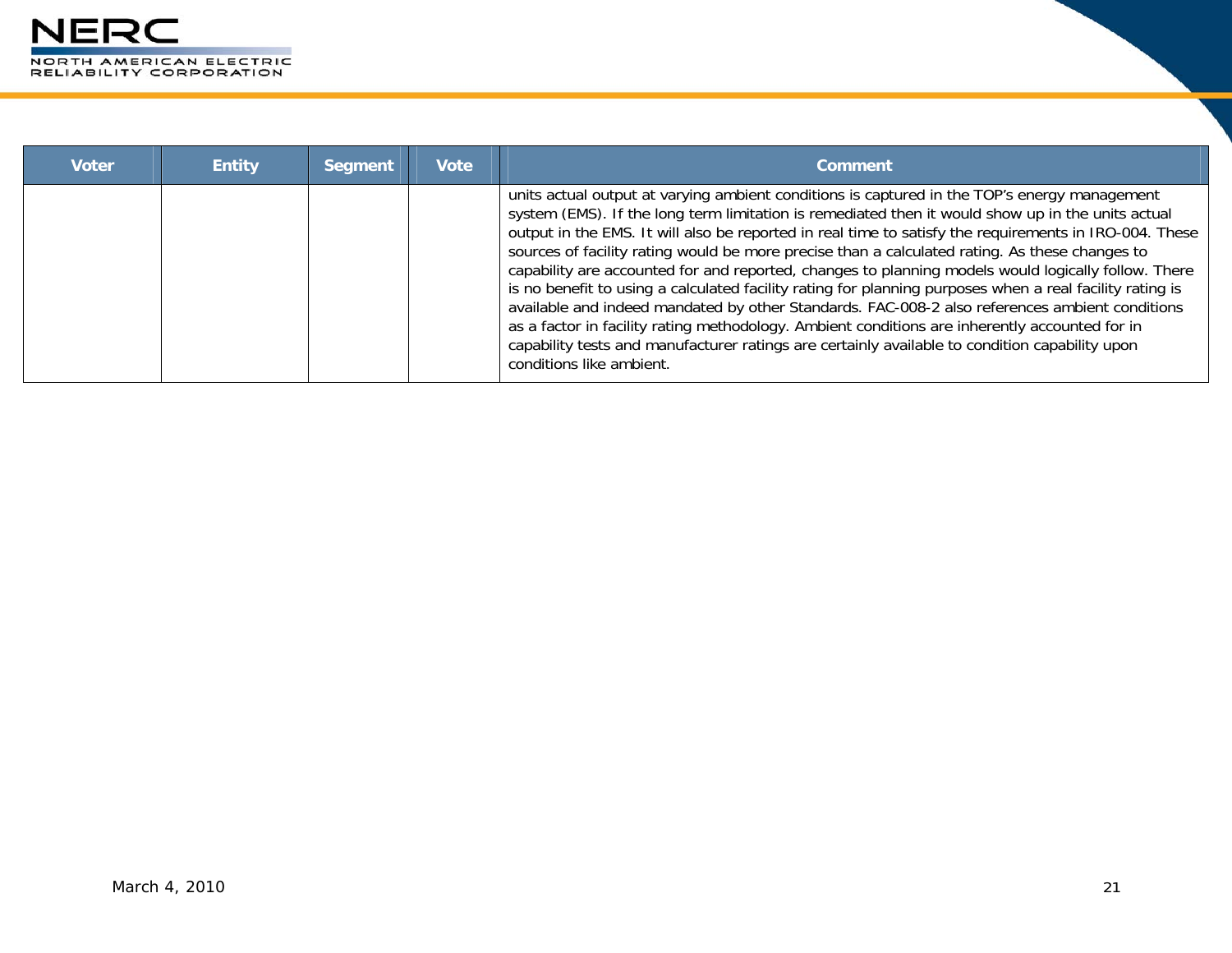| Voter | Entity | Segment | Vote | Comment |
| --- | --- | --- | --- | --- |
| | | | | units actual output at varying ambient conditions is captured in the TOP's energy management system (EMS). If the long term limitation is remediated then it would show up in the units actual output in the EMS. It will also be reported in real time to satisfy the requirements in IRO-004. These sources of facility rating would be more precise than a calculated rating. As these changes to capability are accounted for and reported, changes to planning models would logically follow. There is no benefit to using a calculated facility rating for planning purposes when a real facility rating is available and indeed mandated by other Standards. FAC-008-2 also references ambient conditions as a factor in facility rating methodology. Ambient conditions are inherently accounted for in capability tests and manufacturer ratings are certainly available to condition capability upon conditions like ambient. |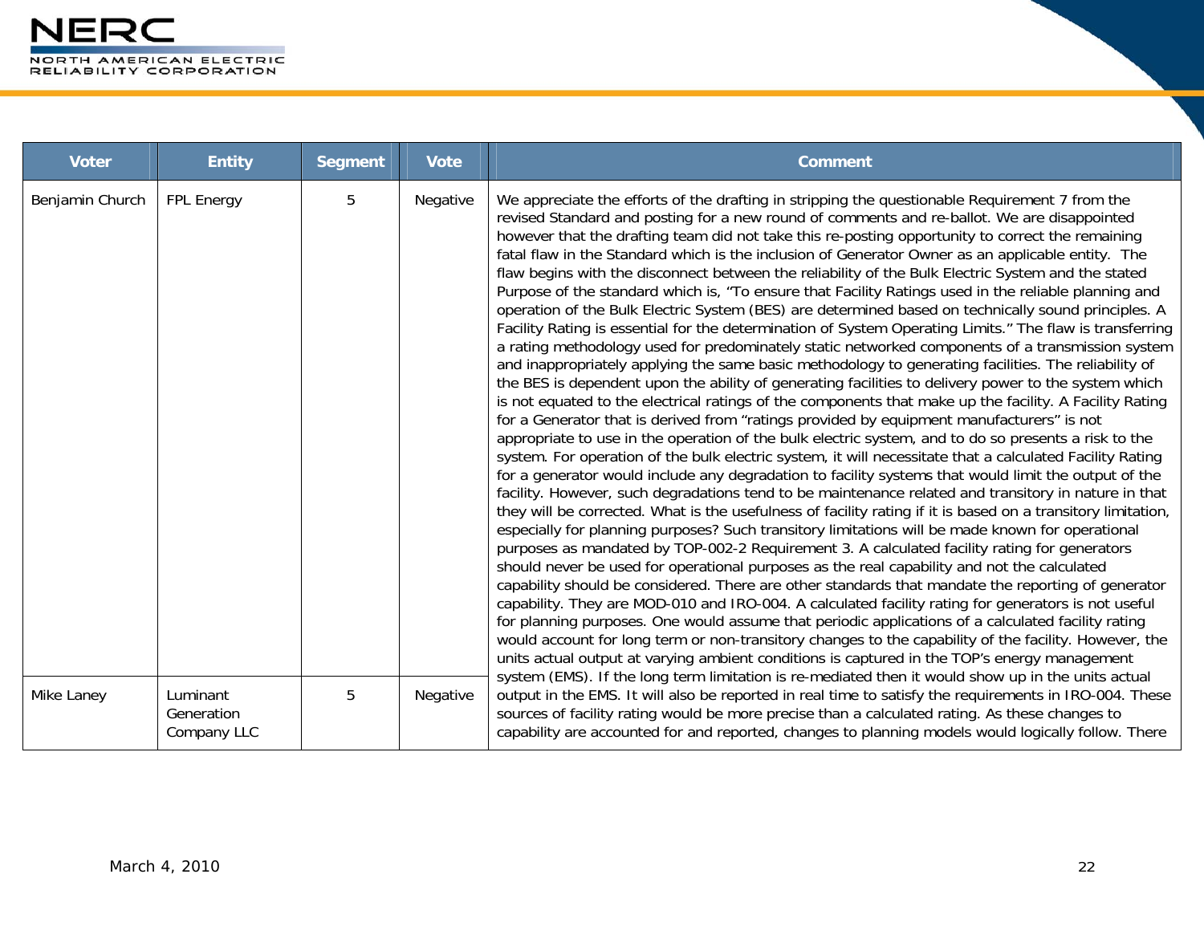| Voter | Entity | Segment | Vote | Comment |
|---|---|---|---|---|
| Benjamin Church | FPL Energy | 5 | Negative | We appreciate the efforts of the drafting in stripping the questionable Requirement 7 from the revised Standard and posting for a new round of comments and re-ballot. We are disappointed however that the drafting team did not take this re-posting opportunity to correct the remaining fatal flaw in the Standard which is the inclusion of Generator Owner as an applicable entity. The flaw begins with the disconnect between the reliability of the Bulk Electric System and the stated Purpose of the standard which is, "To ensure that Facility Ratings used in the reliable planning and operation of the Bulk Electric System (BES) are determined based on technically sound principles. A Facility Rating is essential for the determination of System Operating Limits." The flaw is transferring a rating methodology used for predominately static networked components of a transmission system and inappropriately applying the same basic methodology to generating facilities. The reliability of the BES is dependent upon the ability of generating facilities to delivery power to the system which is not equated to the electrical ratings of the components that make up the facility. A Facility Rating for a Generator that is derived from "ratings provided by equipment manufacturers" is not appropriate to use in the operation of the bulk electric system, and to do so presents a risk to the system. For operation of the bulk electric system, it will necessitate that a calculated Facility Rating for a generator would include any degradation to facility systems that would limit the output of the facility. However, such degradations tend to be maintenance related and transitory in nature in that they will be corrected. What is the usefulness of facility rating if it is based on a transitory limitation, especially for planning purposes? Such transitory limitations will be made known for operational purposes as mandated by TOP-002-2 Requirement 3. A calculated facility rating for generators should never be used for operational purposes as the real capability and not the calculated capability should be considered. There are other standards that mandate the reporting of generator capability. They are MOD-010 and IRO-004. A calculated facility rating for generators is not useful for planning purposes. One would assume that periodic applications of a calculated facility rating would account for long term or non-transitory changes to the capability of the facility. However, the units actual output at varying ambient conditions is captured in the TOP's energy management system (EMS). If the long term limitation is re-mediated then it would show up in the units actual output in the EMS. It will also be reported in real time to satisfy the requirements in IRO-004. These sources of facility rating would be more precise than a calculated rating. As these changes to capability are accounted for and reported, changes to planning models would logically follow. There |
| Mike Laney | Luminant Generation Company LLC | 5 | Negative | |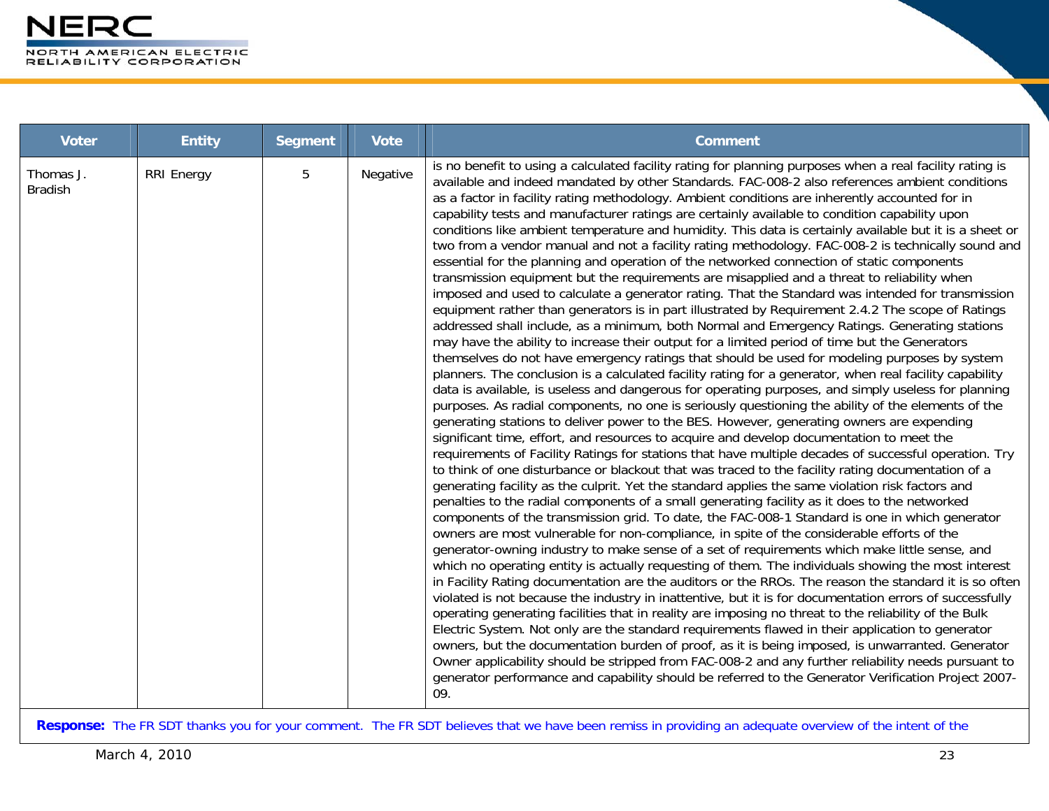| Voter | Entity | Segment | Vote | Comment |
|---|---|---|---|---|
| Thomas J. Bradish | RRI Energy | 5 | Negative | is no benefit to using a calculated facility rating for planning purposes when a real facility rating is available and indeed mandated by other Standards. FAC-008-2 also references ambient conditions as a factor in facility rating methodology. Ambient conditions are inherently accounted for in capability tests and manufacturer ratings are certainly available to condition capability upon conditions like ambient temperature and humidity. This data is certainly available but it is a sheet or two from a vendor manual and not a facility rating methodology. FAC-008-2 is technically sound and essential for the planning and operation of the networked connection of static components transmission equipment but the requirements are misapplied and a threat to reliability when imposed and used to calculate a generator rating. That the Standard was intended for transmission equipment rather than generators is in part illustrated by Requirement 2.4.2 The scope of Ratings addressed shall include, as a minimum, both Normal and Emergency Ratings. Generating stations may have the ability to increase their output for a limited period of time but the Generators themselves do not have emergency ratings that should be used for modeling purposes by system planners. The conclusion is a calculated facility rating for a generator, when real facility capability data is available, is useless and dangerous for operating purposes, and simply useless for planning purposes. As radial components, no one is seriously questioning the ability of the elements of the generating stations to deliver power to the BES. However, generating owners are expending significant time, effort, and resources to acquire and develop documentation to meet the requirements of Facility Ratings for stations that have multiple decades of successful operation. Try to think of one disturbance or blackout that was traced to the facility rating documentation of a generating facility as the culprit. Yet the standard applies the same violation risk factors and penalties to the radial components of a small generating facility as it does to the networked components of the transmission grid. To date, the FAC-008-1 Standard is one in which generator owners are most vulnerable for non-compliance, in spite of the considerable efforts of the generator-owning industry to make sense of a set of requirements which make little sense, and which no operating entity is actually requesting of them. The individuals showing the most interest in Facility Rating documentation are the auditors or the RROs. The reason the standard it is so often violated is not because the industry in inattentive, but it is for documentation errors of successfully operating generating facilities that in reality are imposing no threat to the reliability of the Bulk Electric System. Not only are the standard requirements flawed in their application to generator owners, but the documentation burden of proof, as it is being imposed, is unwarranted. Generator Owner applicability should be stripped from FAC-008-2 and any further reliability needs pursuant to generator performance and capability should be referred to the Generator Verification Project 2007-09. |

**Response:** The FR SDT thanks you for your comment. The FR SDT believes that we have been remiss in providing an adequate overview of the intent of the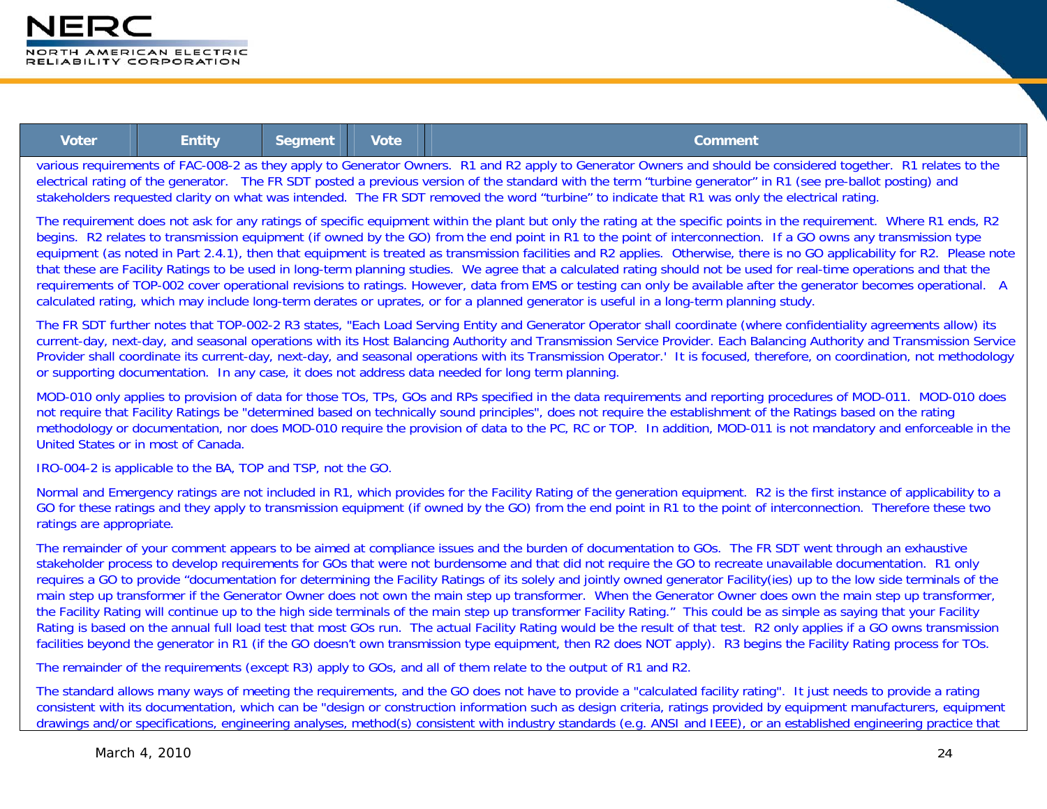| Voter | Entity | Segment | Vote | Comment |
|---|---|---|---|---|
| | | | | various requirements of FAC-008-2 as they apply to Generator Owners. R1 and R2 apply to Generator Owners and should be considered together. R1 relates to the electrical rating of the generator. The FR SDT posted a previous version of the standard with the term "turbine generator" in R1 (see pre-ballot posting) and stakeholders requested clarity on what was intended. The FR SDT removed the word "turbine" to indicate that R1 was only the electrical rating.<br><br>The requirement does not ask for any ratings of specific equipment within the plant but only the rating at the specific points in the requirement. Where R1 ends, R2 begins. R2 relates to transmission equipment (if owned by the GO) from the end point in R1 to the point of interconnection. If a GO owns any transmission type equipment (as noted in Part 2.4.1), then that equipment is treated as transmission facilities and R2 applies. Otherwise, there is no GO applicability for R2. Please note that these are Facility Ratings to be used in long-term planning studies. We agree that a calculated rating should not be used for real-time operations and that the requirements of TOP-002 cover operational revisions to ratings. However, data from EMS or testing can only be available after the generator becomes operational. A calculated rating, which may include long-term derates or uprates, or for a planned generator is useful in a long-term planning study.<br><br>The FR SDT further notes that TOP-002-2 R3 states, "Each Load Serving Entity and Generator Operator shall coordinate (where confidentiality agreements allow) its current-day, next-day, and seasonal operations with its Host Balancing Authority and Transmission Service Provider. Each Balancing Authority and Transmission Service Provider shall coordinate its current-day, next-day, and seasonal operations with its Transmission Operator.' It is focused, therefore, on coordination, not methodology or supporting documentation. In any case, it does not address data needed for long term planning.<br><br>MOD-010 only applies to provision of data for those TOs, TPs, GOs and RPs specified in the data requirements and reporting procedures of MOD-011. MOD-010 does not require that Facility Ratings be "determined based on technically sound principles", does not require the establishment of the Ratings based on the rating methodology or documentation, nor does MOD-010 require the provision of data to the PC, RC or TOP. In addition, MOD-011 is not mandatory and enforceable in the United States or in most of Canada.<br><br>IRO-004-2 is applicable to the BA, TOP and TSP, not the GO.<br><br>Normal and Emergency ratings are not included in R1, which provides for the Facility Rating of the generation equipment. R2 is the first instance of applicability to a GO for these ratings and they apply to transmission equipment (if owned by the GO) from the end point in R1 to the point of interconnection. Therefore these two ratings are appropriate.<br><br>The remainder of your comment appears to be aimed at compliance issues and the burden of documentation to GOs. The FR SDT went through an exhaustive stakeholder process to develop requirements for GOs that were not burdensome and that did not require the GO to recreate unavailable documentation. R1 only requires a GO to provide "documentation for determining the Facility Ratings of its solely and jointly owned generator Facility(ies) up to the low side terminals of the main step up transformer if the Generator Owner does not own the main step up transformer. When the Generator Owner does own the main step up transformer, the Facility Rating will continue up to the high side terminals of the main step up transformer Facility Rating." This could be as simple as saying that your Facility Rating is based on the annual full load test that most GOs run. The actual Facility Rating would be the result of that test. R2 only applies if a GO owns transmission facilities beyond the generator in R1 (if the GO doesn't own transmission type equipment, then R2 does NOT apply). R3 begins the Facility Rating process for TOs.<br><br>The remainder of the requirements (except R3) apply to GOs, and all of them relate to the output of R1 and R2.<br><br>The standard allows many ways of meeting the requirements, and the GO does not have to provide a "calculated facility rating". It just needs to provide a rating consistent with its documentation, which can be "design or construction information such as design criteria, ratings provided by equipment manufacturers, equipment drawings and/or specifications, engineering analyses, method(s) consistent with industry standards (e.g. ANSI and IEEE), or an established engineering practice that |

March 4, 2010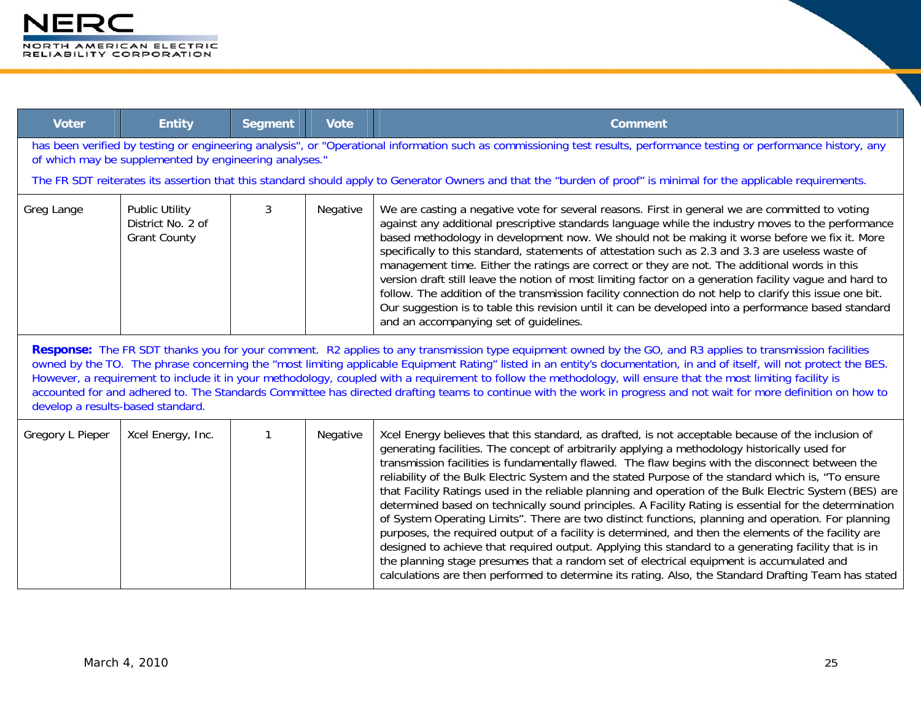| Voter | Entity | Segment | Vote | Comment |
|---|---|---|---|---|
| has been verified by testing or engineering analysis", or "Operational information such as commissioning test results, performance testing or performance history, any of which may be supplemented by engineering analyses." The FR SDT reiterates its assertion that this standard should apply to Generator Owners and that the "burden of proof" is minimal for the applicable requirements. | | | | |
| Greg Lange | Public Utility District No. 2 of Grant County | 3 | Negative | We are casting a negative vote for several reasons. First in general we are committed to voting against any additional prescriptive standards language while the industry moves to the performance based methodology in development now. We should not be making it worse before we fix it. More specifically to this standard, statements of attestation such as 2.3 and 3.3 are useless waste of management time. Either the ratings are correct or they are not. The additional words in this version draft still leave the notion of most limiting factor on a generation facility vague and hard to follow. The addition of the transmission facility connection do not help to clarify this issue one bit. Our suggestion is to table this revision until it can be developed into a performance based standard and an accompanying set of guidelines. |
| **Response:** The FR SDT thanks you for your comment. R2 applies to any transmission type equipment owned by the GO, and R3 applies to transmission facilities owned by the TO. The phrase concerning the "most limiting applicable Equipment Rating" listed in an entity's documentation, in and of itself, will not protect the BES. However, a requirement to include it in your methodology, coupled with a requirement to follow the methodology, will ensure that the most limiting facility is accounted for and adhered to. The Standards Committee has directed drafting teams to continue with the work in progress and not wait for more definition on how to develop a results-based standard. | | | | |
| Gregory L Pieper | Xcel Energy, Inc. | 1 | Negative | Xcel Energy believes that this standard, as drafted, is not acceptable because of the inclusion of generating facilities. The concept of arbitrarily applying a methodology historically used for transmission facilities is fundamentally flawed. The flaw begins with the disconnect between the reliability of the Bulk Electric System and the stated Purpose of the standard which is, "To ensure that Facility Ratings used in the reliable planning and operation of the Bulk Electric System (BES) are determined based on technically sound principles. A Facility Rating is essential for the determination of System Operating Limits". There are two distinct functions, planning and operation. For planning purposes, the required output of a facility is determined, and then the elements of the facility are designed to achieve that required output. Applying this standard to a generating facility that is in the planning stage presumes that a random set of electrical equipment is accumulated and calculations are then performed to determine its rating. Also, the Standard Drafting Team has stated |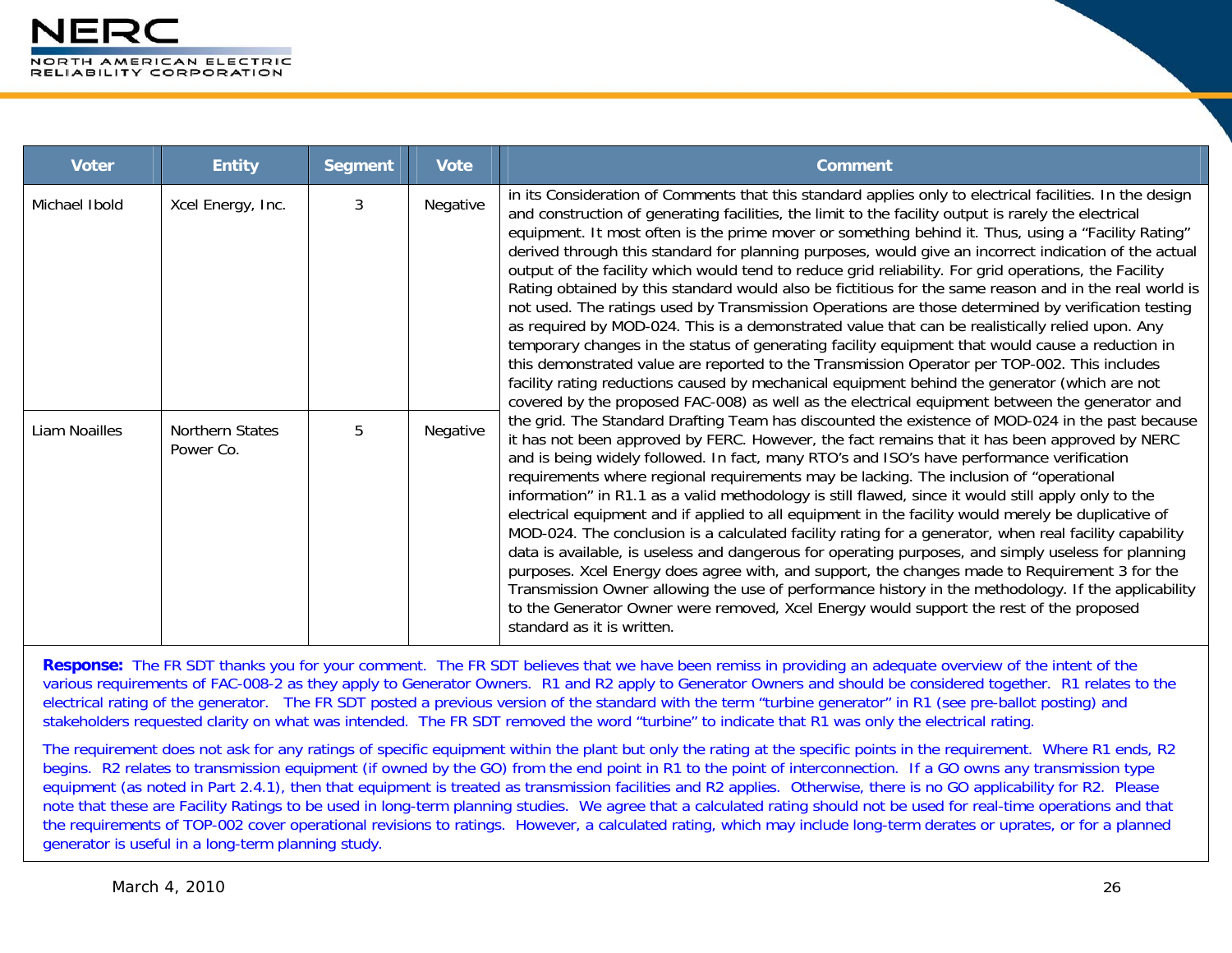| Voter | Entity | Segment | Vote | Comment |
|---|---|---|---|---|
| Michael Ibold | Xcel Energy, Inc. | 3 | Negative | in its Consideration of Comments that this standard applies only to electrical facilities. In the design and construction of generating facilities, the limit to the facility output is rarely the electrical equipment. It most often is the prime mover or something behind it. Thus, using a "Facility Rating" derived through this standard for planning purposes, would give an incorrect indication of the actual output of the facility which would tend to reduce grid reliability. For grid operations, the Facility Rating obtained by this standard would also be fictitious for the same reason and in the real world is not used. The ratings used by Transmission Operations are those determined by verification testing as required by MOD-024. This is a demonstrated value that can be realistically relied upon. Any temporary changes in the status of generating facility equipment that would cause a reduction in this demonstrated value are reported to the Transmission Operator per TOP-002. This includes facility rating reductions caused by mechanical equipment behind the generator (which are not covered by the proposed FAC-008) as well as the electrical equipment between the generator and the grid. The Standard Drafting Team has discounted the existence of MOD-024 in the past because it has not been approved by FERC. However, the fact remains that it has been approved by NERC and is being widely followed. In fact, many RTO's and ISO's have performance verification requirements where regional requirements may be lacking. The inclusion of "operational information" in R1.1 as a valid methodology is still flawed, since it would still apply only to the electrical equipment and if applied to all equipment in the facility would merely be duplicative of MOD-024. The conclusion is a calculated facility rating for a generator, when real facility capability data is available, is useless and dangerous for operating purposes, and simply useless for planning purposes. Xcel Energy does agree with, and support, the changes made to Requirement 3 for the Transmission Owner allowing the use of performance history in the methodology. If the applicability to the Generator Owner were removed, Xcel Energy would support the rest of the proposed standard as it is written. |
| Liam Noailles | Northern States Power Co. | 5 | Negative | |

**Response:** The FR SDT thanks you for your comment. The FR SDT believes that we have been remiss in providing an adequate overview of the intent of the various requirements of FAC-008-2 as they apply to Generator Owners. R1 and R2 apply to Generator Owners and should be considered together. R1 relates to the electrical rating of the generator. The FR SDT posted a previous version of the standard with the term "turbine generator" in R1 (see pre-ballot posting) and stakeholders requested clarity on what was intended. The FR SDT removed the word "turbine" to indicate that R1 was only the electrical rating.

The requirement does not ask for any ratings of specific equipment within the plant but only the rating at the specific points in the requirement. Where R1 ends, R2 begins. R2 relates to transmission equipment (if owned by the GO) from the end point in R1 to the point of interconnection. If a GO owns any transmission type equipment (as noted in Part 2.4.1), then that equipment is treated as transmission facilities and R2 applies. Otherwise, there is no GO applicability for R2. Please note that these are Facility Ratings to be used in long-term planning studies. We agree that a calculated rating should not be used for real-time operations and that the requirements of TOP-002 cover operational revisions to ratings. However, a calculated rating, which may include long-term derates or uprates, or for a planned generator is useful in a long-term planning study.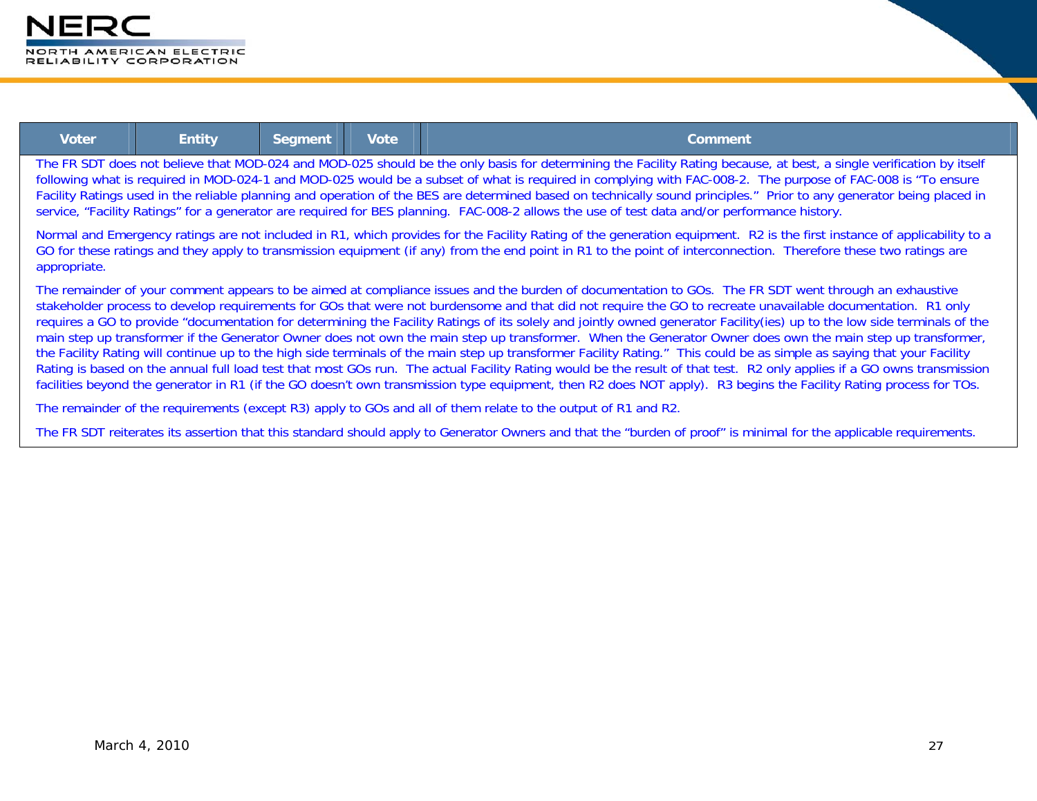| Voter | Entity | Segment | Vote | Comment |
| --- | --- | --- | --- | --- |

The FR SDT does not believe that MOD-024 and MOD-025 should be the only basis for determining the Facility Rating because, at best, a single verification by itself following what is required in MOD-024-1 and MOD-025 would be a subset of what is required in complying with FAC-008-2. The purpose of FAC-008 is "To ensure Facility Ratings used in the reliable planning and operation of the BES are determined based on technically sound principles." Prior to any generator being placed in service, "Facility Ratings" for a generator are required for BES planning. FAC-008-2 allows the use of test data and/or performance history.

Normal and Emergency ratings are not included in R1, which provides for the Facility Rating of the generation equipment. R2 is the first instance of applicability to a GO for these ratings and they apply to transmission equipment (if any) from the end point in R1 to the point of interconnection. Therefore these two ratings are appropriate.

The remainder of your comment appears to be aimed at compliance issues and the burden of documentation to GOs. The FR SDT went through an exhaustive stakeholder process to develop requirements for GOs that were not burdensome and that did not require the GO to recreate unavailable documentation. R1 only requires a GO to provide "documentation for determining the Facility Ratings of its solely and jointly owned generator Facility(ies) up to the low side terminals of the main step up transformer if the Generator Owner does not own the main step up transformer. When the Generator Owner does own the main step up transformer, the Facility Rating will continue up to the high side terminals of the main step up transformer Facility Rating." This could be as simple as saying that your Facility Rating is based on the annual full load test that most GOs run. The actual Facility Rating would be the result of that test. R2 only applies if a GO owns transmission facilities beyond the generator in R1 (if the GO doesn't own transmission type equipment, then R2 does NOT apply). R3 begins the Facility Rating process for TOs.

The remainder of the requirements (except R3) apply to GOs and all of them relate to the output of R1 and R2.

The FR SDT reiterates its assertion that this standard should apply to Generator Owners and that the "burden of proof" is minimal for the applicable requirements.